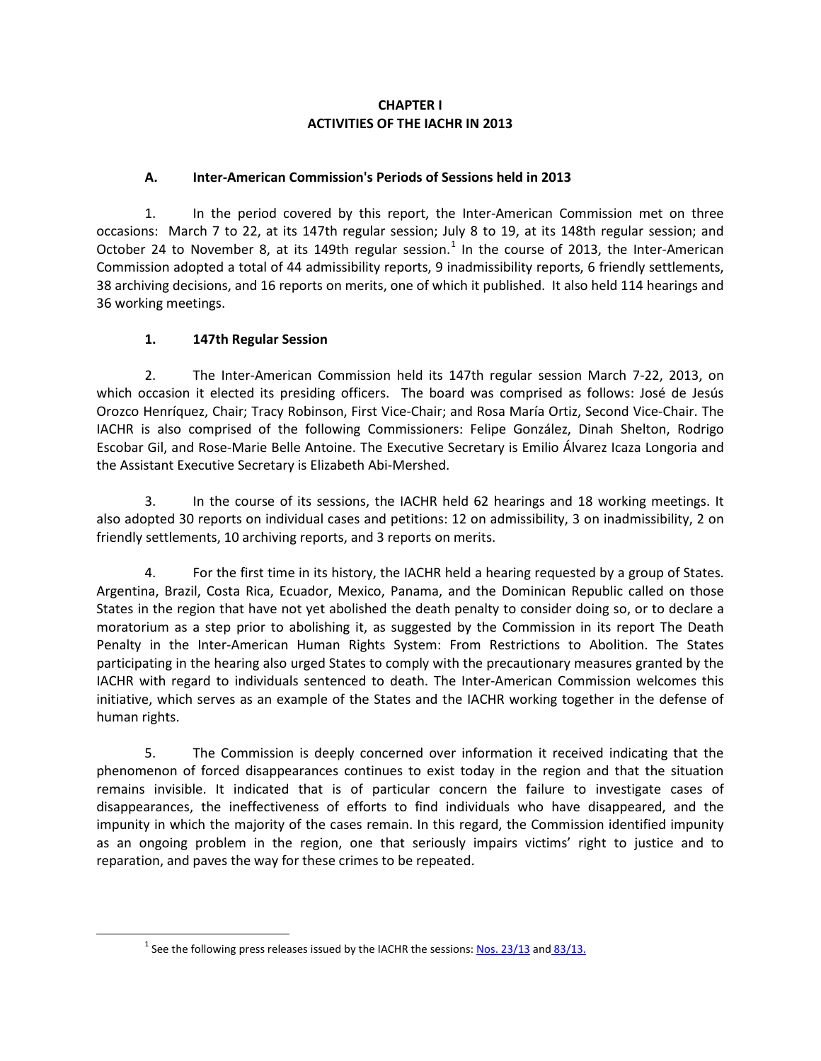# CHAPTER I
# ACTIVITIES OF THE IACHR IN 2013

## A. Inter-American Commission's Periods of Sessions held in 2013

1. In the period covered by this report, the Inter-American Commission met on three occasions: March 7 to 22, at its 147th regular session; July 8 to 19, at its 148th regular session; and October 24 to November 8, at its 149th regular session.[1] In the course of 2013, the Inter-American Commission adopted a total of 44 admissibility reports, 9 inadmissibility reports, 6 friendly settlements, 38 archiving decisions, and 16 reports on merits, one of which it published. It also held 114 hearings and 36 working meetings.

### 1. 147th Regular Session

2. The Inter-American Commission held its 147th regular session March 7-22, 2013, on which occasion it elected its presiding officers. The board was comprised as follows: José de Jesús Orozco Henríquez, Chair; Tracy Robinson, First Vice-Chair; and Rosa María Ortiz, Second Vice-Chair. The IACHR is also comprised of the following Commissioners: Felipe González, Dinah Shelton, Rodrigo Escobar Gil, and Rose-Marie Belle Antoine. The Executive Secretary is Emilio Álvarez Icaza Longoria and the Assistant Executive Secretary is Elizabeth Abi-Mershed.

3. In the course of its sessions, the IACHR held 62 hearings and 18 working meetings. It also adopted 30 reports on individual cases and petitions: 12 on admissibility, 3 on inadmissibility, 2 on friendly settlements, 10 archiving reports, and 3 reports on merits.

4. For the first time in its history, the IACHR held a hearing requested by a group of States. Argentina, Brazil, Costa Rica, Ecuador, Mexico, Panama, and the Dominican Republic called on those States in the region that have not yet abolished the death penalty to consider doing so, or to declare a moratorium as a step prior to abolishing it, as suggested by the Commission in its report The Death Penalty in the Inter-American Human Rights System: From Restrictions to Abolition. The States participating in the hearing also urged States to comply with the precautionary measures granted by the IACHR with regard to individuals sentenced to death. The Inter-American Commission welcomes this initiative, which serves as an example of the States and the IACHR working together in the defense of human rights.

5. The Commission is deeply concerned over information it received indicating that the phenomenon of forced disappearances continues to exist today in the region and that the situation remains invisible. It indicated that is of particular concern the failure to investigate cases of disappearances, the ineffectiveness of efforts to find individuals who have disappeared, and the impunity in which the majority of the cases remain. In this regard, the Commission identified impunity as an ongoing problem in the region, one that seriously impairs victims' right to justice and to reparation, and paves the way for these crimes to be repeated.

[1] See the following press releases issued by the IACHR the sessions: Nos. 23/13 and 83/13.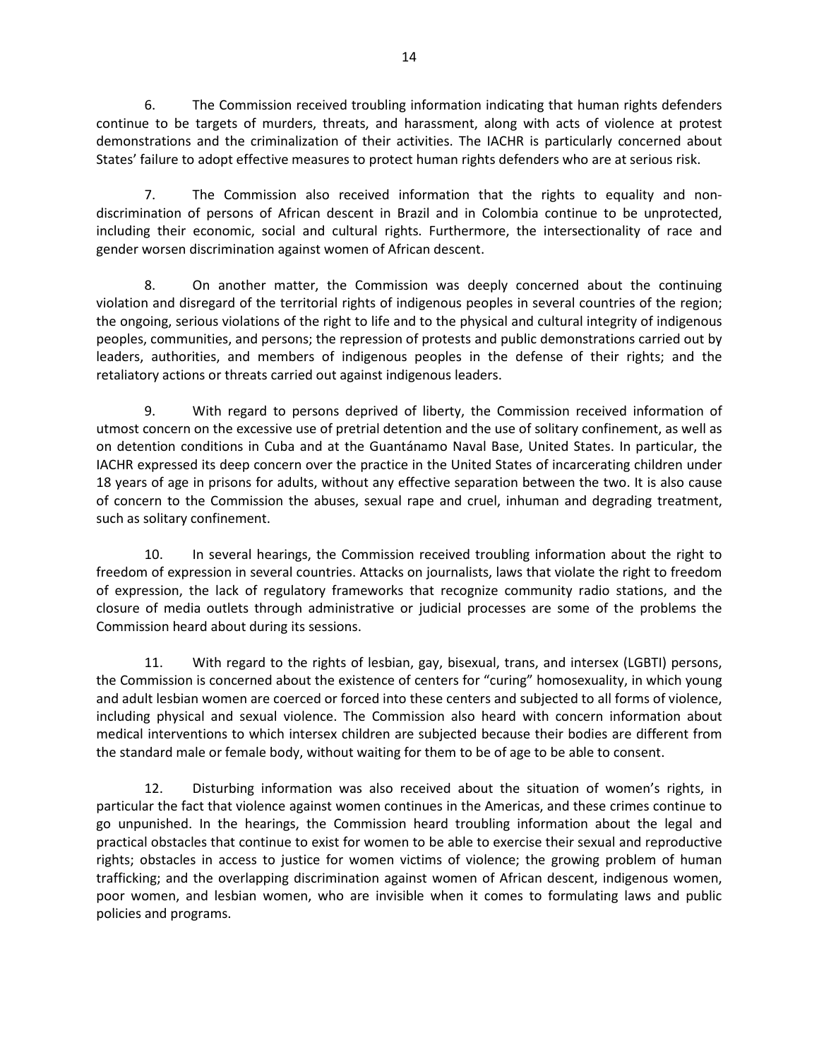6. The Commission received troubling information indicating that human rights defenders continue to be targets of murders, threats, and harassment, along with acts of violence at protest demonstrations and the criminalization of their activities. The IACHR is particularly concerned about States' failure to adopt effective measures to protect human rights defenders who are at serious risk.

7. The Commission also received information that the rights to equality and non-discrimination of persons of African descent in Brazil and in Colombia continue to be unprotected, including their economic, social and cultural rights. Furthermore, the intersectionality of race and gender worsen discrimination against women of African descent.

8. On another matter, the Commission was deeply concerned about the continuing violation and disregard of the territorial rights of indigenous peoples in several countries of the region; the ongoing, serious violations of the right to life and to the physical and cultural integrity of indigenous peoples, communities, and persons; the repression of protests and public demonstrations carried out by leaders, authorities, and members of indigenous peoples in the defense of their rights; and the retaliatory actions or threats carried out against indigenous leaders.

9. With regard to persons deprived of liberty, the Commission received information of utmost concern on the excessive use of pretrial detention and the use of solitary confinement, as well as on detention conditions in Cuba and at the Guantánamo Naval Base, United States. In particular, the IACHR expressed its deep concern over the practice in the United States of incarcerating children under 18 years of age in prisons for adults, without any effective separation between the two. It is also cause of concern to the Commission the abuses, sexual rape and cruel, inhuman and degrading treatment, such as solitary confinement.

10. In several hearings, the Commission received troubling information about the right to freedom of expression in several countries. Attacks on journalists, laws that violate the right to freedom of expression, the lack of regulatory frameworks that recognize community radio stations, and the closure of media outlets through administrative or judicial processes are some of the problems the Commission heard about during its sessions.

11. With regard to the rights of lesbian, gay, bisexual, trans, and intersex (LGBTI) persons, the Commission is concerned about the existence of centers for "curing" homosexuality, in which young and adult lesbian women are coerced or forced into these centers and subjected to all forms of violence, including physical and sexual violence. The Commission also heard with concern information about medical interventions to which intersex children are subjected because their bodies are different from the standard male or female body, without waiting for them to be of age to be able to consent.

12. Disturbing information was also received about the situation of women's rights, in particular the fact that violence against women continues in the Americas, and these crimes continue to go unpunished. In the hearings, the Commission heard troubling information about the legal and practical obstacles that continue to exist for women to be able to exercise their sexual and reproductive rights; obstacles in access to justice for women victims of violence; the growing problem of human trafficking; and the overlapping discrimination against women of African descent, indigenous women, poor women, and lesbian women, who are invisible when it comes to formulating laws and public policies and programs.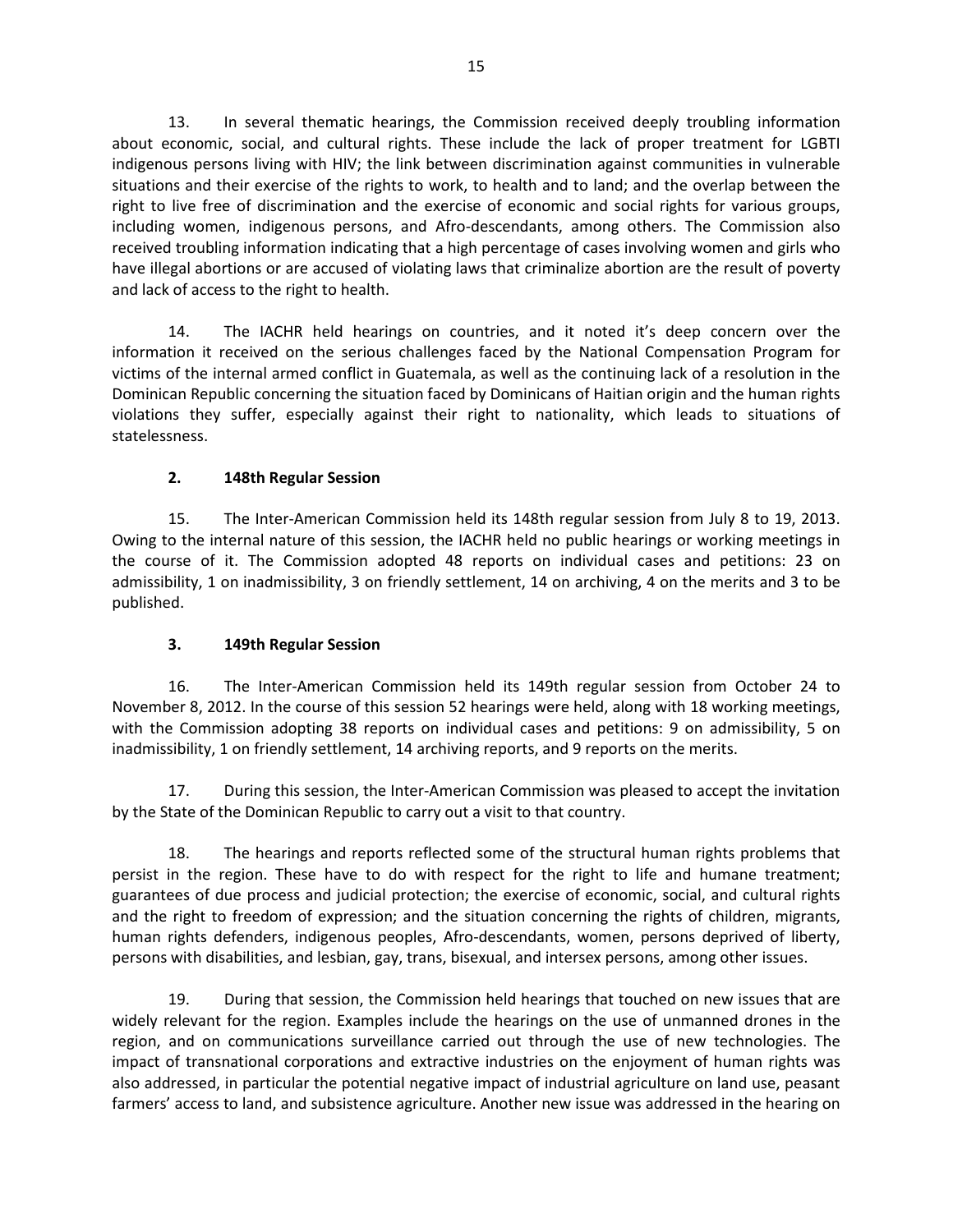13. In several thematic hearings, the Commission received deeply troubling information about economic, social, and cultural rights. These include the lack of proper treatment for LGBTI indigenous persons living with HIV; the link between discrimination against communities in vulnerable situations and their exercise of the rights to work, to health and to land; and the overlap between the right to live free of discrimination and the exercise of economic and social rights for various groups, including women, indigenous persons, and Afro-descendants, among others. The Commission also received troubling information indicating that a high percentage of cases involving women and girls who have illegal abortions or are accused of violating laws that criminalize abortion are the result of poverty and lack of access to the right to health.

14. The IACHR held hearings on countries, and it noted it's deep concern over the information it received on the serious challenges faced by the National Compensation Program for victims of the internal armed conflict in Guatemala, as well as the continuing lack of a resolution in the Dominican Republic concerning the situation faced by Dominicans of Haitian origin and the human rights violations they suffer, especially against their right to nationality, which leads to situations of statelessness.

### 2. 148th Regular Session

15. The Inter-American Commission held its 148th regular session from July 8 to 19, 2013. Owing to the internal nature of this session, the IACHR held no public hearings or working meetings in the course of it. The Commission adopted 48 reports on individual cases and petitions: 23 on admissibility, 1 on inadmissibility, 3 on friendly settlement, 14 on archiving, 4 on the merits and 3 to be published.

### 3. 149th Regular Session

16. The Inter-American Commission held its 149th regular session from October 24 to November 8, 2012. In the course of this session 52 hearings were held, along with 18 working meetings, with the Commission adopting 38 reports on individual cases and petitions: 9 on admissibility, 5 on inadmissibility, 1 on friendly settlement, 14 archiving reports, and 9 reports on the merits.

17. During this session, the Inter-American Commission was pleased to accept the invitation by the State of the Dominican Republic to carry out a visit to that country.

18. The hearings and reports reflected some of the structural human rights problems that persist in the region. These have to do with respect for the right to life and humane treatment; guarantees of due process and judicial protection; the exercise of economic, social, and cultural rights and the right to freedom of expression; and the situation concerning the rights of children, migrants, human rights defenders, indigenous peoples, Afro-descendants, women, persons deprived of liberty, persons with disabilities, and lesbian, gay, trans, bisexual, and intersex persons, among other issues.

19. During that session, the Commission held hearings that touched on new issues that are widely relevant for the region. Examples include the hearings on the use of unmanned drones in the region, and on communications surveillance carried out through the use of new technologies. The impact of transnational corporations and extractive industries on the enjoyment of human rights was also addressed, in particular the potential negative impact of industrial agriculture on land use, peasant farmers' access to land, and subsistence agriculture. Another new issue was addressed in the hearing on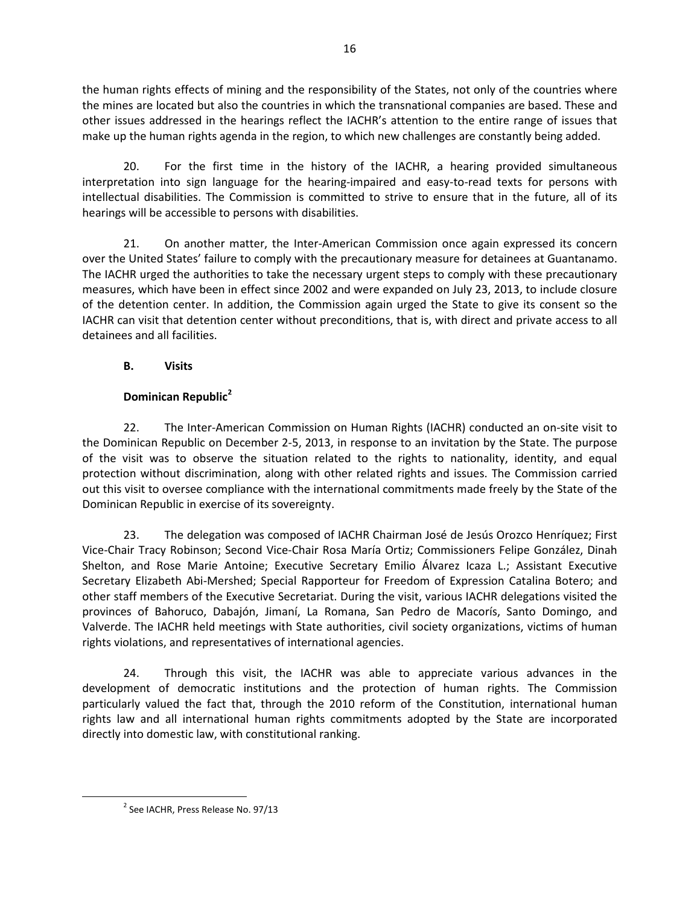the human rights effects of mining and the responsibility of the States, not only of the countries where the mines are located but also the countries in which the transnational companies are based. These and other issues addressed in the hearings reflect the IACHR's attention to the entire range of issues that make up the human rights agenda in the region, to which new challenges are constantly being added.

20. For the first time in the history of the IACHR, a hearing provided simultaneous interpretation into sign language for the hearing-impaired and easy-to-read texts for persons with intellectual disabilities. The Commission is committed to strive to ensure that in the future, all of its hearings will be accessible to persons with disabilities.

21. On another matter, the Inter-American Commission once again expressed its concern over the United States' failure to comply with the precautionary measure for detainees at Guantanamo. The IACHR urged the authorities to take the necessary urgent steps to comply with these precautionary measures, which have been in effect since 2002 and were expanded on July 23, 2013, to include closure of the detention center. In addition, the Commission again urged the State to give its consent so the IACHR can visit that detention center without preconditions, that is, with direct and private access to all detainees and all facilities.

## B. Visits

### Dominican Republic[2]

22. The Inter-American Commission on Human Rights (IACHR) conducted an on-site visit to the Dominican Republic on December 2-5, 2013, in response to an invitation by the State. The purpose of the visit was to observe the situation related to the rights to nationality, identity, and equal protection without discrimination, along with other related rights and issues. The Commission carried out this visit to oversee compliance with the international commitments made freely by the State of the Dominican Republic in exercise of its sovereignty.

23. The delegation was composed of IACHR Chairman José de Jesús Orozco Henríquez; First Vice-Chair Tracy Robinson; Second Vice-Chair Rosa María Ortiz; Commissioners Felipe González, Dinah Shelton, and Rose Marie Antoine; Executive Secretary Emilio Álvarez Icaza L.; Assistant Executive Secretary Elizabeth Abi-Mershed; Special Rapporteur for Freedom of Expression Catalina Botero; and other staff members of the Executive Secretariat. During the visit, various IACHR delegations visited the provinces of Bahoruco, Dabajón, Jimaní, La Romana, San Pedro de Macorís, Santo Domingo, and Valverde. The IACHR held meetings with State authorities, civil society organizations, victims of human rights violations, and representatives of international agencies.

24. Through this visit, the IACHR was able to appreciate various advances in the development of democratic institutions and the protection of human rights. The Commission particularly valued the fact that, through the 2010 reform of the Constitution, international human rights law and all international human rights commitments adopted by the State are incorporated directly into domestic law, with constitutional ranking.

[2] See IACHR, Press Release No. 97/13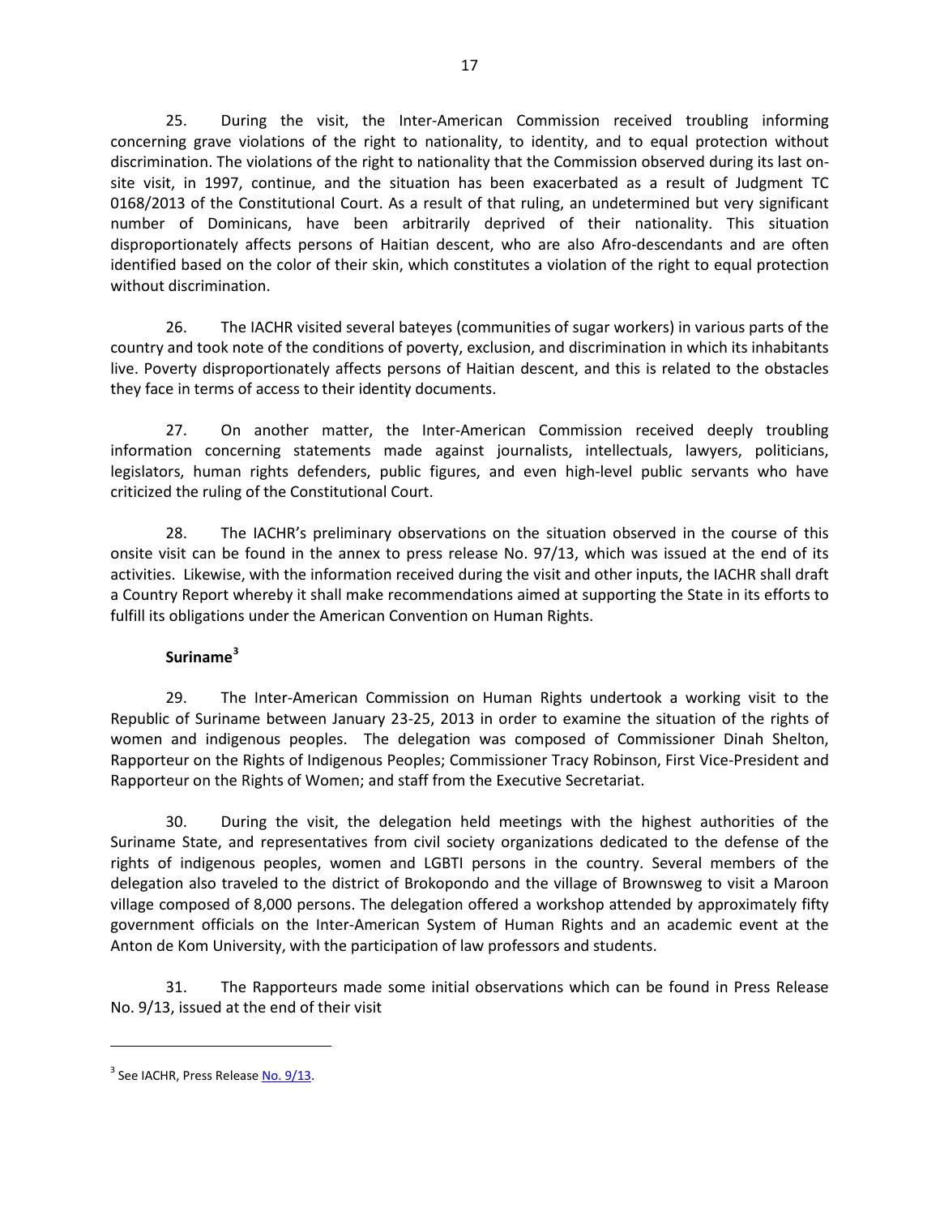25. During the visit, the Inter-American Commission received troubling informing concerning grave violations of the right to nationality, to identity, and to equal protection without discrimination. The violations of the right to nationality that the Commission observed during its last on-site visit, in 1997, continue, and the situation has been exacerbated as a result of Judgment TC 0168/2013 of the Constitutional Court. As a result of that ruling, an undetermined but very significant number of Dominicans, have been arbitrarily deprived of their nationality. This situation disproportionately affects persons of Haitian descent, who are also Afro-descendants and are often identified based on the color of their skin, which constitutes a violation of the right to equal protection without discrimination.

26. The IACHR visited several bateyes (communities of sugar workers) in various parts of the country and took note of the conditions of poverty, exclusion, and discrimination in which its inhabitants live. Poverty disproportionately affects persons of Haitian descent, and this is related to the obstacles they face in terms of access to their identity documents.

27. On another matter, the Inter-American Commission received deeply troubling information concerning statements made against journalists, intellectuals, lawyers, politicians, legislators, human rights defenders, public figures, and even high-level public servants who have criticized the ruling of the Constitutional Court.

28. The IACHR's preliminary observations on the situation observed in the course of this onsite visit can be found in the annex to press release No. 97/13, which was issued at the end of its activities. Likewise, with the information received during the visit and other inputs, the IACHR shall draft a Country Report whereby it shall make recommendations aimed at supporting the State in its efforts to fulfill its obligations under the American Convention on Human Rights.

**Suriname**[3]

29. The Inter-American Commission on Human Rights undertook a working visit to the Republic of Suriname between January 23-25, 2013 in order to examine the situation of the rights of women and indigenous peoples. The delegation was composed of Commissioner Dinah Shelton, Rapporteur on the Rights of Indigenous Peoples; Commissioner Tracy Robinson, First Vice-President and Rapporteur on the Rights of Women; and staff from the Executive Secretariat.

30. During the visit, the delegation held meetings with the highest authorities of the Suriname State, and representatives from civil society organizations dedicated to the defense of the rights of indigenous peoples, women and LGBTI persons in the country. Several members of the delegation also traveled to the district of Brokopondo and the village of Brownsweg to visit a Maroon village composed of 8,000 persons. The delegation offered a workshop attended by approximately fifty government officials on the Inter-American System of Human Rights and an academic event at the Anton de Kom University, with the participation of law professors and students.

31. The Rapporteurs made some initial observations which can be found in Press Release No. 9/13, issued at the end of their visit

---

[3] See IACHR, Press Release No. 9/13.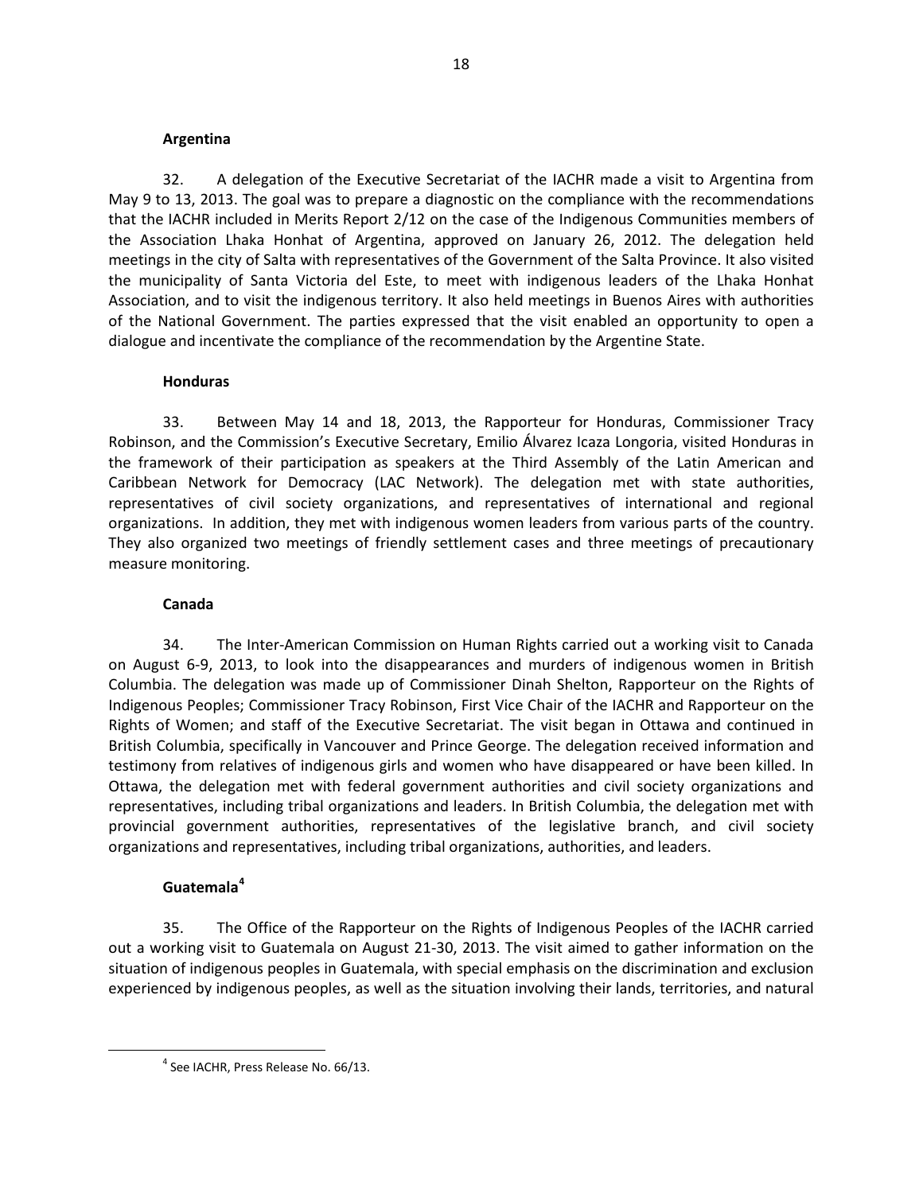#### Argentina

32. A delegation of the Executive Secretariat of the IACHR made a visit to Argentina from May 9 to 13, 2013. The goal was to prepare a diagnostic on the compliance with the recommendations that the IACHR included in Merits Report 2/12 on the case of the Indigenous Communities members of the Association Lhaka Honhat of Argentina, approved on January 26, 2012. The delegation held meetings in the city of Salta with representatives of the Government of the Salta Province. It also visited the municipality of Santa Victoria del Este, to meet with indigenous leaders of the Lhaka Honhat Association, and to visit the indigenous territory. It also held meetings in Buenos Aires with authorities of the National Government. The parties expressed that the visit enabled an opportunity to open a dialogue and incentivate the compliance of the recommendation by the Argentine State.

#### Honduras

33. Between May 14 and 18, 2013, the Rapporteur for Honduras, Commissioner Tracy Robinson, and the Commission's Executive Secretary, Emilio Álvarez Icaza Longoria, visited Honduras in the framework of their participation as speakers at the Third Assembly of the Latin American and Caribbean Network for Democracy (LAC Network). The delegation met with state authorities, representatives of civil society organizations, and representatives of international and regional organizations. In addition, they met with indigenous women leaders from various parts of the country. They also organized two meetings of friendly settlement cases and three meetings of precautionary measure monitoring.

#### Canada

34. The Inter-American Commission on Human Rights carried out a working visit to Canada on August 6-9, 2013, to look into the disappearances and murders of indigenous women in British Columbia. The delegation was made up of Commissioner Dinah Shelton, Rapporteur on the Rights of Indigenous Peoples; Commissioner Tracy Robinson, First Vice Chair of the IACHR and Rapporteur on the Rights of Women; and staff of the Executive Secretariat. The visit began in Ottawa and continued in British Columbia, specifically in Vancouver and Prince George. The delegation received information and testimony from relatives of indigenous girls and women who have disappeared or have been killed. In Ottawa, the delegation met with federal government authorities and civil society organizations and representatives, including tribal organizations and leaders. In British Columbia, the delegation met with provincial government authorities, representatives of the legislative branch, and civil society organizations and representatives, including tribal organizations, authorities, and leaders.

#### Guatemala[4]

35. The Office of the Rapporteur on the Rights of Indigenous Peoples of the IACHR carried out a working visit to Guatemala on August 21-30, 2013. The visit aimed to gather information on the situation of indigenous peoples in Guatemala, with special emphasis on the discrimination and exclusion experienced by indigenous peoples, as well as the situation involving their lands, territories, and natural

[4] See IACHR, Press Release No. 66/13.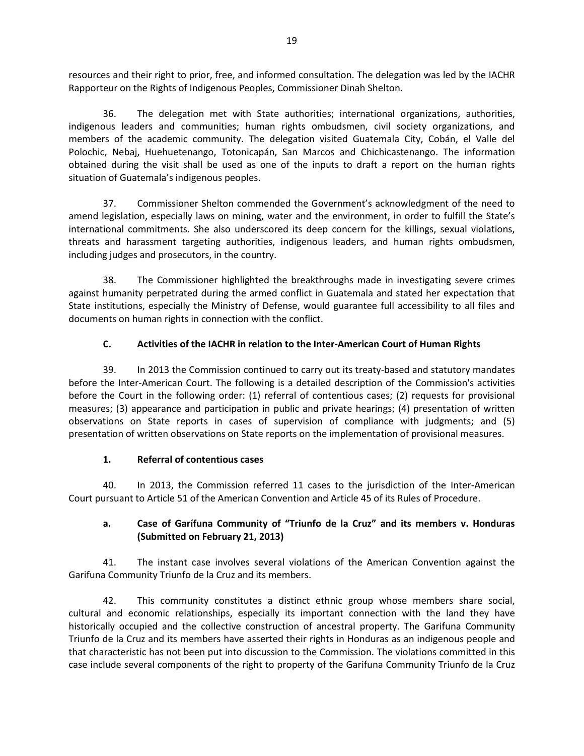resources and their right to prior, free, and informed consultation. The delegation was led by the IACHR Rapporteur on the Rights of Indigenous Peoples, Commissioner Dinah Shelton.

36. The delegation met with State authorities; international organizations, authorities, indigenous leaders and communities; human rights ombudsmen, civil society organizations, and members of the academic community. The delegation visited Guatemala City, Cobán, el Valle del Polochic, Nebaj, Huehuetenango, Totonicapán, San Marcos and Chichicastenango. The information obtained during the visit shall be used as one of the inputs to draft a report on the human rights situation of Guatemala's indigenous peoples.

37. Commissioner Shelton commended the Government's acknowledgment of the need to amend legislation, especially laws on mining, water and the environment, in order to fulfill the State's international commitments. She also underscored its deep concern for the killings, sexual violations, threats and harassment targeting authorities, indigenous leaders, and human rights ombudsmen, including judges and prosecutors, in the country.

38. The Commissioner highlighted the breakthroughs made in investigating severe crimes against humanity perpetrated during the armed conflict in Guatemala and stated her expectation that State institutions, especially the Ministry of Defense, would guarantee full accessibility to all files and documents on human rights in connection with the conflict.

### C. Activities of the IACHR in relation to the Inter-American Court of Human Rights

39. In 2013 the Commission continued to carry out its treaty-based and statutory mandates before the Inter-American Court. The following is a detailed description of the Commission's activities before the Court in the following order: (1) referral of contentious cases; (2) requests for provisional measures; (3) appearance and participation in public and private hearings; (4) presentation of written observations on State reports in cases of supervision of compliance with judgments; and (5) presentation of written observations on State reports on the implementation of provisional measures.

#### 1. Referral of contentious cases

40. In 2013, the Commission referred 11 cases to the jurisdiction of the Inter-American Court pursuant to Article 51 of the American Convention and Article 45 of its Rules of Procedure.

##### a. Case of Garífuna Community of "Triunfo de la Cruz" and its members v. Honduras (Submitted on February 21, 2013)

41. The instant case involves several violations of the American Convention against the Garifuna Community Triunfo de la Cruz and its members.

42. This community constitutes a distinct ethnic group whose members share social, cultural and economic relationships, especially its important connection with the land they have historically occupied and the collective construction of ancestral property. The Garifuna Community Triunfo de la Cruz and its members have asserted their rights in Honduras as an indigenous people and that characteristic has not been put into discussion to the Commission. The violations committed in this case include several components of the right to property of the Garifuna Community Triunfo de la Cruz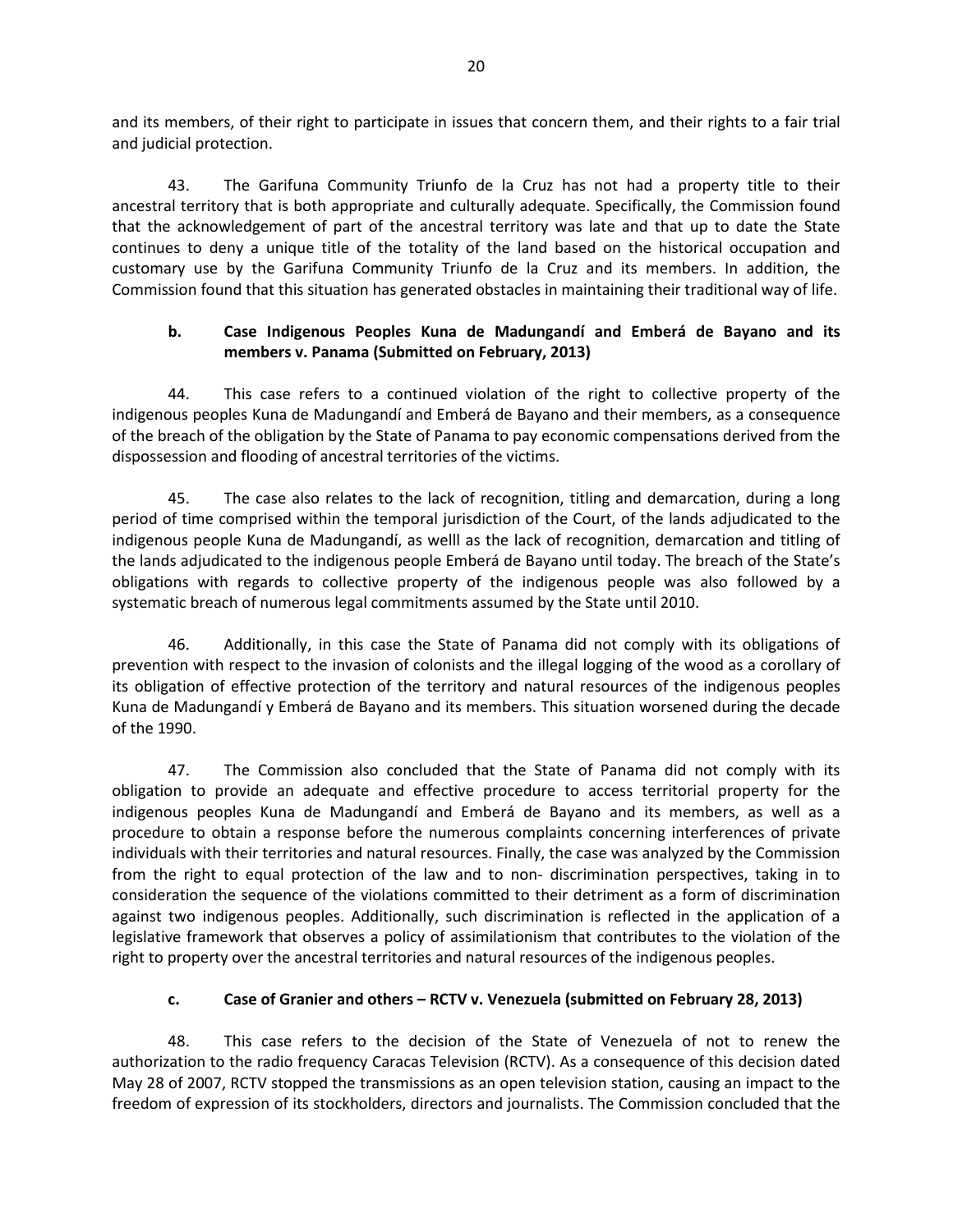and its members, of their right to participate in issues that concern them, and their rights to a fair trial and judicial protection.

43. The Garifuna Community Triunfo de la Cruz has not had a property title to their ancestral territory that is both appropriate and culturally adequate. Specifically, the Commission found that the acknowledgement of part of the ancestral territory was late and that up to date the State continues to deny a unique title of the totality of the land based on the historical occupation and customary use by the Garifuna Community Triunfo de la Cruz and its members. In addition, the Commission found that this situation has generated obstacles in maintaining their traditional way of life.

### b. Case Indigenous Peoples Kuna de Madungandí and Emberá de Bayano and its members v. Panama (Submitted on February, 2013)

44. This case refers to a continued violation of the right to collective property of the indigenous peoples Kuna de Madungandí and Emberá de Bayano and their members, as a consequence of the breach of the obligation by the State of Panama to pay economic compensations derived from the dispossession and flooding of ancestral territories of the victims.

45. The case also relates to the lack of recognition, titling and demarcation, during a long period of time comprised within the temporal jurisdiction of the Court, of the lands adjudicated to the indigenous people Kuna de Madungandí, as welll as the lack of recognition, demarcation and titling of the lands adjudicated to the indigenous people Emberá de Bayano until today. The breach of the State's obligations with regards to collective property of the indigenous people was also followed by a systematic breach of numerous legal commitments assumed by the State until 2010.

46. Additionally, in this case the State of Panama did not comply with its obligations of prevention with respect to the invasion of colonists and the illegal logging of the wood as a corollary of its obligation of effective protection of the territory and natural resources of the indigenous peoples Kuna de Madungandí y Emberá de Bayano and its members. This situation worsened during the decade of the 1990.

47. The Commission also concluded that the State of Panama did not comply with its obligation to provide an adequate and effective procedure to access territorial property for the indigenous peoples Kuna de Madungandí and Emberá de Bayano and its members, as well as a procedure to obtain a response before the numerous complaints concerning interferences of private individuals with their territories and natural resources. Finally, the case was analyzed by the Commission from the right to equal protection of the law and to non- discrimination perspectives, taking in to consideration the sequence of the violations committed to their detriment as a form of discrimination against two indigenous peoples. Additionally, such discrimination is reflected in the application of a legislative framework that observes a policy of assimilationism that contributes to the violation of the right to property over the ancestral territories and natural resources of the indigenous peoples.

### c. Case of Granier and others – RCTV v. Venezuela (submitted on February 28, 2013)

48. This case refers to the decision of the State of Venezuela of not to renew the authorization to the radio frequency Caracas Television (RCTV). As a consequence of this decision dated May 28 of 2007, RCTV stopped the transmissions as an open television station, causing an impact to the freedom of expression of its stockholders, directors and journalists. The Commission concluded that the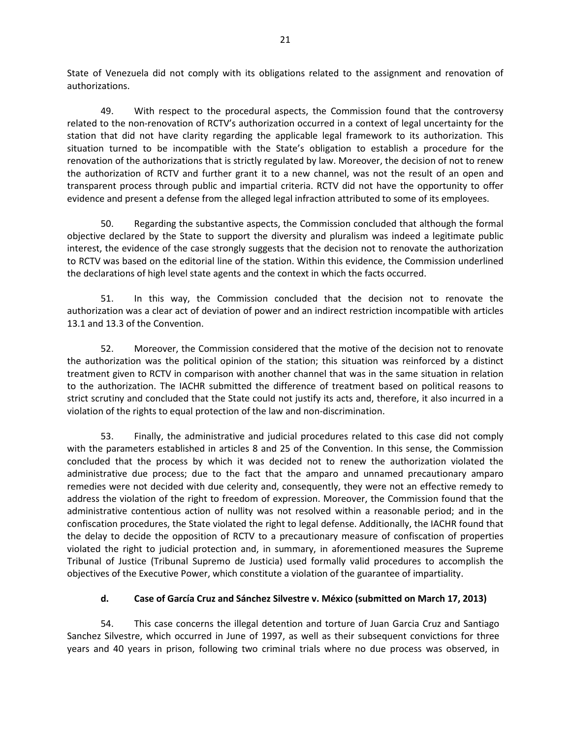State of Venezuela did not comply with its obligations related to the assignment and renovation of authorizations.

49. With respect to the procedural aspects, the Commission found that the controversy related to the non-renovation of RCTV's authorization occurred in a context of legal uncertainty for the station that did not have clarity regarding the applicable legal framework to its authorization. This situation turned to be incompatible with the State's obligation to establish a procedure for the renovation of the authorizations that is strictly regulated by law. Moreover, the decision of not to renew the authorization of RCTV and further grant it to a new channel, was not the result of an open and transparent process through public and impartial criteria. RCTV did not have the opportunity to offer evidence and present a defense from the alleged legal infraction attributed to some of its employees.

50. Regarding the substantive aspects, the Commission concluded that although the formal objective declared by the State to support the diversity and pluralism was indeed a legitimate public interest, the evidence of the case strongly suggests that the decision not to renovate the authorization to RCTV was based on the editorial line of the station. Within this evidence, the Commission underlined the declarations of high level state agents and the context in which the facts occurred.

51. In this way, the Commission concluded that the decision not to renovate the authorization was a clear act of deviation of power and an indirect restriction incompatible with articles 13.1 and 13.3 of the Convention.

52. Moreover, the Commission considered that the motive of the decision not to renovate the authorization was the political opinion of the station; this situation was reinforced by a distinct treatment given to RCTV in comparison with another channel that was in the same situation in relation to the authorization. The IACHR submitted the difference of treatment based on political reasons to strict scrutiny and concluded that the State could not justify its acts and, therefore, it also incurred in a violation of the rights to equal protection of the law and non-discrimination.

53. Finally, the administrative and judicial procedures related to this case did not comply with the parameters established in articles 8 and 25 of the Convention. In this sense, the Commission concluded that the process by which it was decided not to renew the authorization violated the administrative due process; due to the fact that the amparo and unnamed precautionary amparo remedies were not decided with due celerity and, consequently, they were not an effective remedy to address the violation of the right to freedom of expression. Moreover, the Commission found that the administrative contentious action of nullity was not resolved within a reasonable period; and in the confiscation procedures, the State violated the right to legal defense. Additionally, the IACHR found that the delay to decide the opposition of RCTV to a precautionary measure of confiscation of properties violated the right to judicial protection and, in summary, in aforementioned measures the Supreme Tribunal of Justice (Tribunal Supremo de Justicia) used formally valid procedures to accomplish the objectives of the Executive Power, which constitute a violation of the guarantee of impartiality.

#### d. Case of García Cruz and Sánchez Silvestre v. México (submitted on March 17, 2013)

54. This case concerns the illegal detention and torture of Juan Garcia Cruz and Santiago Sanchez Silvestre, which occurred in June of 1997, as well as their subsequent convictions for three years and 40 years in prison, following two criminal trials where no due process was observed, in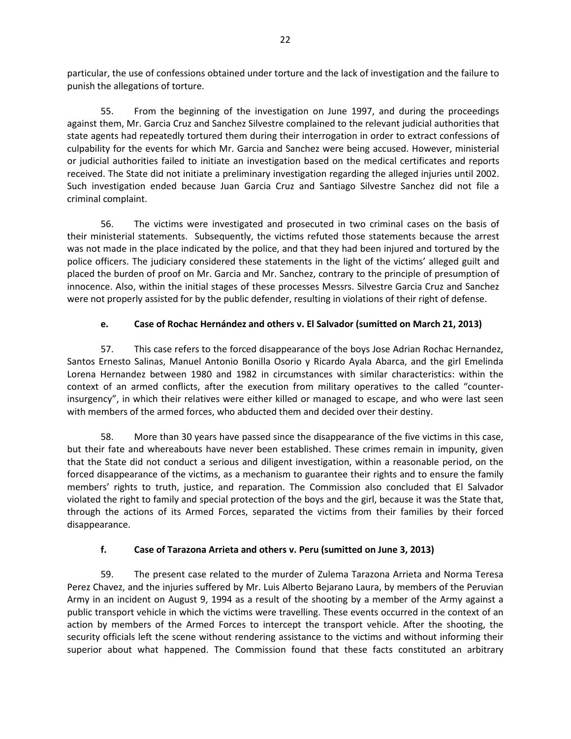particular, the use of confessions obtained under torture and the lack of investigation and the failure to punish the allegations of torture.

55. From the beginning of the investigation on June 1997, and during the proceedings against them, Mr. Garcia Cruz and Sanchez Silvestre complained to the relevant judicial authorities that state agents had repeatedly tortured them during their interrogation in order to extract confessions of culpability for the events for which Mr. Garcia and Sanchez were being accused. However, ministerial or judicial authorities failed to initiate an investigation based on the medical certificates and reports received. The State did not initiate a preliminary investigation regarding the alleged injuries until 2002. Such investigation ended because Juan Garcia Cruz and Santiago Silvestre Sanchez did not file a criminal complaint.

56. The victims were investigated and prosecuted in two criminal cases on the basis of their ministerial statements. Subsequently, the victims refuted those statements because the arrest was not made in the place indicated by the police, and that they had been injured and tortured by the police officers. The judiciary considered these statements in the light of the victims' alleged guilt and placed the burden of proof on Mr. Garcia and Mr. Sanchez, contrary to the principle of presumption of innocence. Also, within the initial stages of these processes Messrs. Silvestre Garcia Cruz and Sanchez were not properly assisted for by the public defender, resulting in violations of their right of defense.

### e. Case of Rochac Hernández and others v. El Salvador (sumitted on March 21, 2013)

57. This case refers to the forced disappearance of the boys Jose Adrian Rochac Hernandez, Santos Ernesto Salinas, Manuel Antonio Bonilla Osorio y Ricardo Ayala Abarca, and the girl Emelinda Lorena Hernandez between 1980 and 1982 in circumstances with similar characteristics: within the context of an armed conflicts, after the execution from military operatives to the called "counter-insurgency", in which their relatives were either killed or managed to escape, and who were last seen with members of the armed forces, who abducted them and decided over their destiny.

58. More than 30 years have passed since the disappearance of the five victims in this case, but their fate and whereabouts have never been established. These crimes remain in impunity, given that the State did not conduct a serious and diligent investigation, within a reasonable period, on the forced disappearance of the victims, as a mechanism to guarantee their rights and to ensure the family members' rights to truth, justice, and reparation. The Commission also concluded that El Salvador violated the right to family and special protection of the boys and the girl, because it was the State that, through the actions of its Armed Forces, separated the victims from their families by their forced disappearance.

### f. Case of Tarazona Arrieta and others v. Peru (sumitted on June 3, 2013)

59. The present case related to the murder of Zulema Tarazona Arrieta and Norma Teresa Perez Chavez, and the injuries suffered by Mr. Luis Alberto Bejarano Laura, by members of the Peruvian Army in an incident on August 9, 1994 as a result of the shooting by a member of the Army against a public transport vehicle in which the victims were travelling. These events occurred in the context of an action by members of the Armed Forces to intercept the transport vehicle. After the shooting, the security officials left the scene without rendering assistance to the victims and without informing their superior about what happened. The Commission found that these facts constituted an arbitrary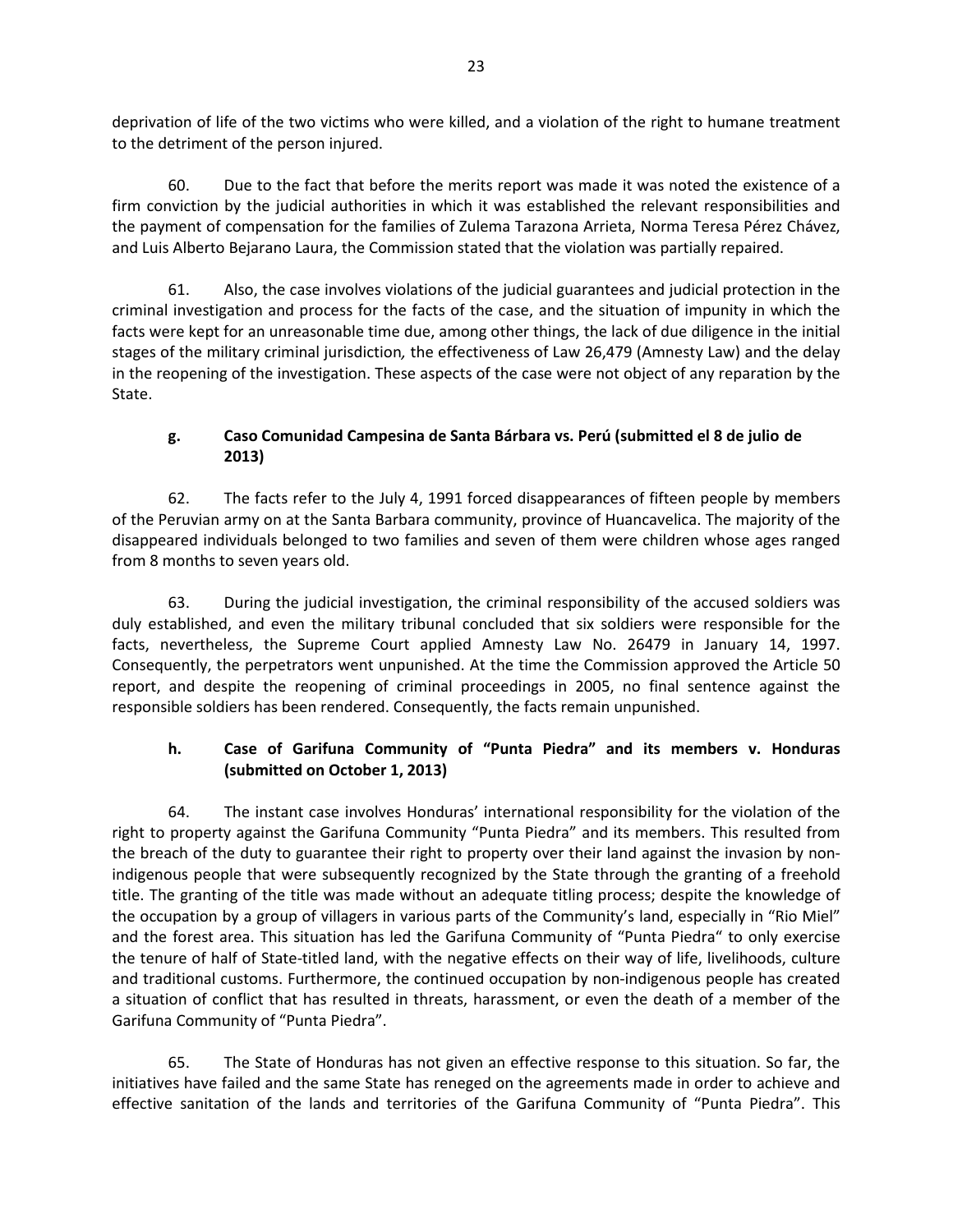deprivation of life of the two victims who were killed, and a violation of the right to humane treatment to the detriment of the person injured.

60. Due to the fact that before the merits report was made it was noted the existence of a firm conviction by the judicial authorities in which it was established the relevant responsibilities and the payment of compensation for the families of Zulema Tarazona Arrieta, Norma Teresa Pérez Chávez, and Luis Alberto Bejarano Laura, the Commission stated that the violation was partially repaired.

61. Also, the case involves violations of the judicial guarantees and judicial protection in the criminal investigation and process for the facts of the case, and the situation of impunity in which the facts were kept for an unreasonable time due, among other things, the lack of due diligence in the initial stages of the military criminal jurisdiction*,* the effectiveness of Law 26,479 (Amnesty Law) and the delay in the reopening of the investigation. These aspects of the case were not object of any reparation by the State.

### g. Caso Comunidad Campesina de Santa Bárbara vs. Perú (submitted el 8 de julio de 2013)

62. The facts refer to the July 4, 1991 forced disappearances of fifteen people by members of the Peruvian army on at the Santa Barbara community, province of Huancavelica. The majority of the disappeared individuals belonged to two families and seven of them were children whose ages ranged from 8 months to seven years old.

63. During the judicial investigation, the criminal responsibility of the accused soldiers was duly established, and even the military tribunal concluded that six soldiers were responsible for the facts, nevertheless, the Supreme Court applied Amnesty Law No. 26479 in January 14, 1997. Consequently, the perpetrators went unpunished. At the time the Commission approved the Article 50 report, and despite the reopening of criminal proceedings in 2005, no final sentence against the responsible soldiers has been rendered. Consequently, the facts remain unpunished.

### h. Case of Garifuna Community of "Punta Piedra" and its members v. Honduras (submitted on October 1, 2013)

64. The instant case involves Honduras' international responsibility for the violation of the right to property against the Garifuna Community "Punta Piedra" and its members. This resulted from the breach of the duty to guarantee their right to property over their land against the invasion by non-indigenous people that were subsequently recognized by the State through the granting of a freehold title. The granting of the title was made without an adequate titling process; despite the knowledge of the occupation by a group of villagers in various parts of the Community's land, especially in "Rio Miel" and the forest area. This situation has led the Garifuna Community of "Punta Piedra" to only exercise the tenure of half of State-titled land, with the negative effects on their way of life, livelihoods, culture and traditional customs. Furthermore, the continued occupation by non-indigenous people has created a situation of conflict that has resulted in threats, harassment, or even the death of a member of the Garifuna Community of "Punta Piedra".

65. The State of Honduras has not given an effective response to this situation. So far, the initiatives have failed and the same State has reneged on the agreements made in order to achieve and effective sanitation of the lands and territories of the Garifuna Community of "Punta Piedra". This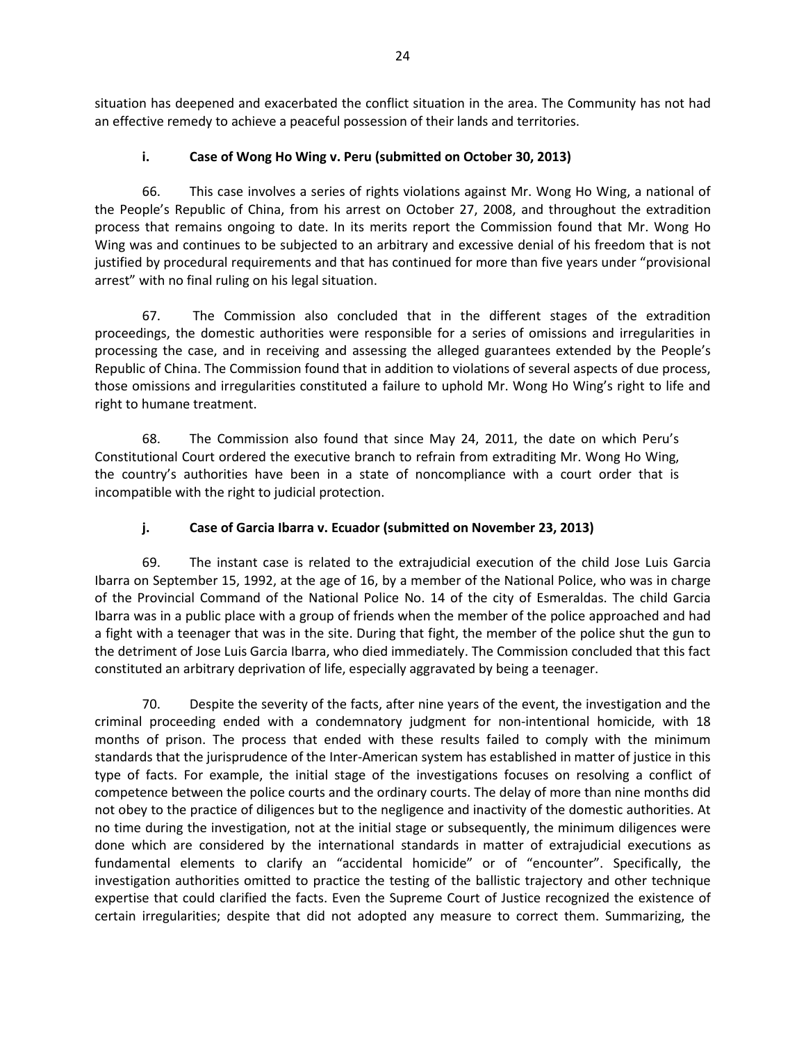situation has deepened and exacerbated the conflict situation in the area. The Community has not had an effective remedy to achieve a peaceful possession of their lands and territories.

### i. Case of Wong Ho Wing v. Peru (submitted on October 30, 2013)

66. This case involves a series of rights violations against Mr. Wong Ho Wing, a national of the People's Republic of China, from his arrest on October 27, 2008, and throughout the extradition process that remains ongoing to date. In its merits report the Commission found that Mr. Wong Ho Wing was and continues to be subjected to an arbitrary and excessive denial of his freedom that is not justified by procedural requirements and that has continued for more than five years under "provisional arrest" with no final ruling on his legal situation.

67. The Commission also concluded that in the different stages of the extradition proceedings, the domestic authorities were responsible for a series of omissions and irregularities in processing the case, and in receiving and assessing the alleged guarantees extended by the People's Republic of China. The Commission found that in addition to violations of several aspects of due process, those omissions and irregularities constituted a failure to uphold Mr. Wong Ho Wing's right to life and right to humane treatment.

68. The Commission also found that since May 24, 2011, the date on which Peru's Constitutional Court ordered the executive branch to refrain from extraditing Mr. Wong Ho Wing, the country's authorities have been in a state of noncompliance with a court order that is incompatible with the right to judicial protection.

### j. Case of Garcia Ibarra v. Ecuador (submitted on November 23, 2013)

69. The instant case is related to the extrajudicial execution of the child Jose Luis Garcia Ibarra on September 15, 1992, at the age of 16, by a member of the National Police, who was in charge of the Provincial Command of the National Police No. 14 of the city of Esmeraldas. The child Garcia Ibarra was in a public place with a group of friends when the member of the police approached and had a fight with a teenager that was in the site. During that fight, the member of the police shut the gun to the detriment of Jose Luis Garcia Ibarra, who died immediately. The Commission concluded that this fact constituted an arbitrary deprivation of life, especially aggravated by being a teenager.

70. Despite the severity of the facts, after nine years of the event, the investigation and the criminal proceeding ended with a condemnatory judgment for non-intentional homicide, with 18 months of prison. The process that ended with these results failed to comply with the minimum standards that the jurisprudence of the Inter-American system has established in matter of justice in this type of facts. For example, the initial stage of the investigations focuses on resolving a conflict of competence between the police courts and the ordinary courts. The delay of more than nine months did not obey to the practice of diligences but to the negligence and inactivity of the domestic authorities. At no time during the investigation, not at the initial stage or subsequently, the minimum diligences were done which are considered by the international standards in matter of extrajudicial executions as fundamental elements to clarify an "accidental homicide" or of "encounter". Specifically, the investigation authorities omitted to practice the testing of the ballistic trajectory and other technique expertise that could clarified the facts. Even the Supreme Court of Justice recognized the existence of certain irregularities; despite that did not adopted any measure to correct them. Summarizing, the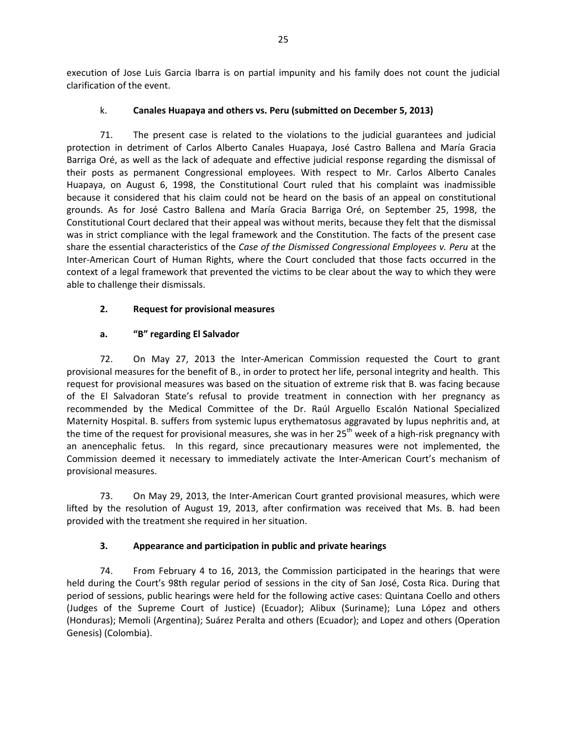execution of Jose Luis Garcia Ibarra is on partial impunity and his family does not count the judicial clarification of the event.

k. **Canales Huapaya and others vs. Peru (submitted on December 5, 2013)**

71. The present case is related to the violations to the judicial guarantees and judicial protection in detriment of Carlos Alberto Canales Huapaya, José Castro Ballena and María Gracia Barriga Oré, as well as the lack of adequate and effective judicial response regarding the dismissal of their posts as permanent Congressional employees. With respect to Mr. Carlos Alberto Canales Huapaya, on August 6, 1998, the Constitutional Court ruled that his complaint was inadmissible because it considered that his claim could not be heard on the basis of an appeal on constitutional grounds. As for José Castro Ballena and María Gracia Barriga Oré, on September 25, 1998, the Constitutional Court declared that their appeal was without merits, because they felt that the dismissal was in strict compliance with the legal framework and the Constitution. The facts of the present case share the essential characteristics of the *Case of the Dismissed Congressional Employees v. Peru* at the Inter-American Court of Human Rights, where the Court concluded that those facts occurred in the context of a legal framework that prevented the victims to be clear about the way to which they were able to challenge their dismissals.

## 2. Request for provisional measures

### a. "B" regarding El Salvador

72. On May 27, 2013 the Inter-American Commission requested the Court to grant provisional measures for the benefit of B., in order to protect her life, personal integrity and health. This request for provisional measures was based on the situation of extreme risk that B. was facing because of the El Salvadoran State's refusal to provide treatment in connection with her pregnancy as recommended by the Medical Committee of the Dr. Raúl Arguello Escalón National Specialized Maternity Hospital. B. suffers from systemic lupus erythematosus aggravated by lupus nephritis and, at the time of the request for provisional measures, she was in her 25th week of a high-risk pregnancy with an anencephalic fetus. In this regard, since precautionary measures were not implemented, the Commission deemed it necessary to immediately activate the Inter-American Court's mechanism of provisional measures.

73. On May 29, 2013, the Inter-American Court granted provisional measures, which were lifted by the resolution of August 19, 2013, after confirmation was received that Ms. B. had been provided with the treatment she required in her situation.

## 3. Appearance and participation in public and private hearings

74. From February 4 to 16, 2013, the Commission participated in the hearings that were held during the Court's 98th regular period of sessions in the city of San José, Costa Rica. During that period of sessions, public hearings were held for the following active cases: Quintana Coello and others (Judges of the Supreme Court of Justice) (Ecuador); Alibux (Suriname); Luna López and others (Honduras); Memoli (Argentina); Suárez Peralta and others (Ecuador); and Lopez and others (Operation Genesis) (Colombia).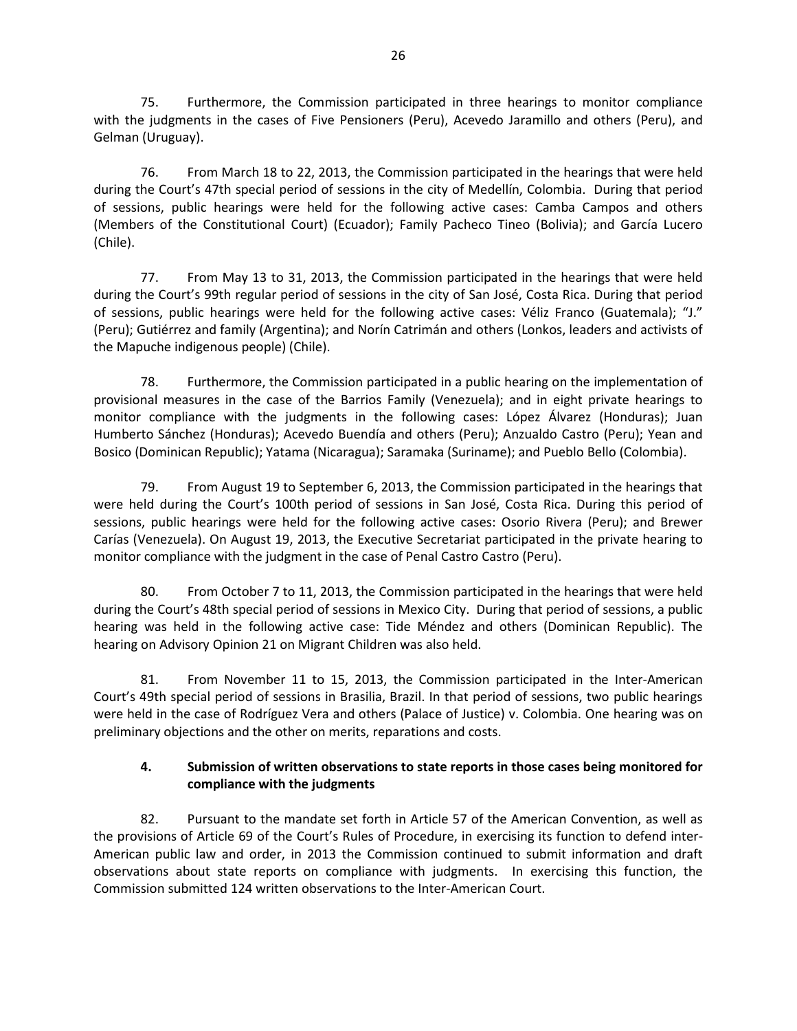75. Furthermore, the Commission participated in three hearings to monitor compliance with the judgments in the cases of Five Pensioners (Peru), Acevedo Jaramillo and others (Peru), and Gelman (Uruguay).

76. From March 18 to 22, 2013, the Commission participated in the hearings that were held during the Court's 47th special period of sessions in the city of Medellín, Colombia. During that period of sessions, public hearings were held for the following active cases: Camba Campos and others (Members of the Constitutional Court) (Ecuador); Family Pacheco Tineo (Bolivia); and García Lucero (Chile).

77. From May 13 to 31, 2013, the Commission participated in the hearings that were held during the Court's 99th regular period of sessions in the city of San José, Costa Rica. During that period of sessions, public hearings were held for the following active cases: Véliz Franco (Guatemala); "J." (Peru); Gutiérrez and family (Argentina); and Norín Catrimán and others (Lonkos, leaders and activists of the Mapuche indigenous people) (Chile).

78. Furthermore, the Commission participated in a public hearing on the implementation of provisional measures in the case of the Barrios Family (Venezuela); and in eight private hearings to monitor compliance with the judgments in the following cases: López Álvarez (Honduras); Juan Humberto Sánchez (Honduras); Acevedo Buendía and others (Peru); Anzualdo Castro (Peru); Yean and Bosico (Dominican Republic); Yatama (Nicaragua); Saramaka (Suriname); and Pueblo Bello (Colombia).

79. From August 19 to September 6, 2013, the Commission participated in the hearings that were held during the Court's 100th period of sessions in San José, Costa Rica. During this period of sessions, public hearings were held for the following active cases: Osorio Rivera (Peru); and Brewer Carías (Venezuela). On August 19, 2013, the Executive Secretariat participated in the private hearing to monitor compliance with the judgment in the case of Penal Castro Castro (Peru).

80. From October 7 to 11, 2013, the Commission participated in the hearings that were held during the Court's 48th special period of sessions in Mexico City. During that period of sessions, a public hearing was held in the following active case: Tide Méndez and others (Dominican Republic). The hearing on Advisory Opinion 21 on Migrant Children was also held.

81. From November 11 to 15, 2013, the Commission participated in the Inter-American Court's 49th special period of sessions in Brasilia, Brazil. In that period of sessions, two public hearings were held in the case of Rodríguez Vera and others (Palace of Justice) v. Colombia. One hearing was on preliminary objections and the other on merits, reparations and costs.

### 4. Submission of written observations to state reports in those cases being monitored for compliance with the judgments

82. Pursuant to the mandate set forth in Article 57 of the American Convention, as well as the provisions of Article 69 of the Court's Rules of Procedure, in exercising its function to defend inter-American public law and order, in 2013 the Commission continued to submit information and draft observations about state reports on compliance with judgments. In exercising this function, the Commission submitted 124 written observations to the Inter-American Court.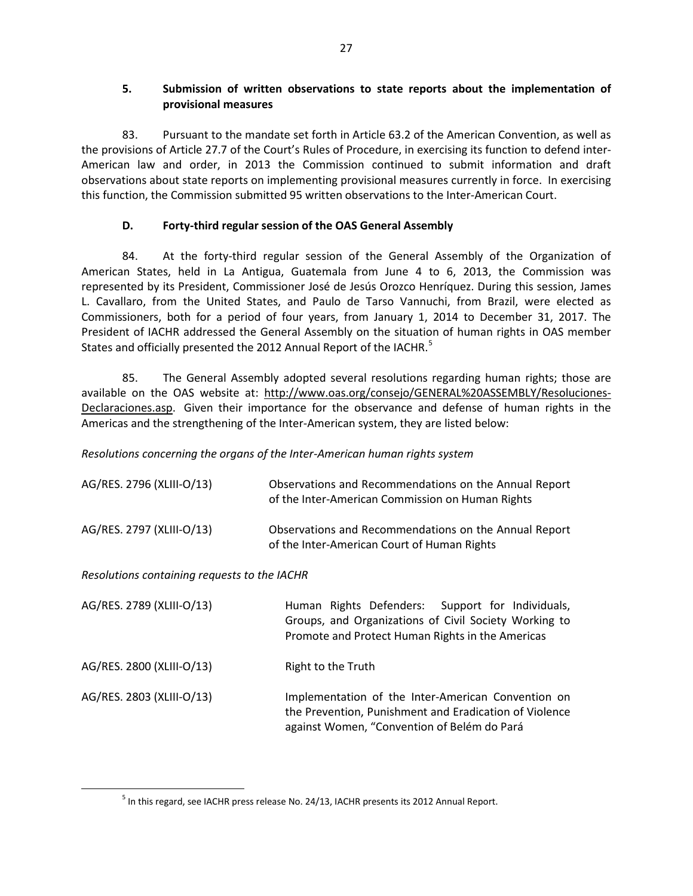### 5. Submission of written observations to state reports about the implementation of provisional measures

83. Pursuant to the mandate set forth in Article 63.2 of the American Convention, as well as the provisions of Article 27.7 of the Court's Rules of Procedure, in exercising its function to defend inter-American law and order, in 2013 the Commission continued to submit information and draft observations about state reports on implementing provisional measures currently in force. In exercising this function, the Commission submitted 95 written observations to the Inter-American Court.

### D. Forty-third regular session of the OAS General Assembly

84. At the forty-third regular session of the General Assembly of the Organization of American States, held in La Antigua, Guatemala from June 4 to 6, 2013, the Commission was represented by its President, Commissioner José de Jesús Orozco Henríquez. During this session, James L. Cavallaro, from the United States, and Paulo de Tarso Vannuchi, from Brazil, were elected as Commissioners, both for a period of four years, from January 1, 2014 to December 31, 2017. The President of IACHR addressed the General Assembly on the situation of human rights in OAS member States and officially presented the 2012 Annual Report of the IACHR.[5]

85. The General Assembly adopted several resolutions regarding human rights; those are available on the OAS website at: http://www.oas.org/consejo/GENERAL%20ASSEMBLY/Resoluciones-Declaraciones.asp. Given their importance for the observance and defense of human rights in the Americas and the strengthening of the Inter-American system, they are listed below:

*Resolutions concerning the organs of the Inter-American human rights system*

| | |
|---|---|
| AG/RES. 2796 (XLIII-O/13) | Observations and Recommendations on the Annual Report of the Inter-American Commission on Human Rights |
| AG/RES. 2797 (XLIII-O/13) | Observations and Recommendations on the Annual Report of the Inter-American Court of Human Rights |

*Resolutions containing requests to the IACHR*

| | |
|---|---|
| AG/RES. 2789 (XLIII-O/13) | Human Rights Defenders: Support for Individuals, Groups, and Organizations of Civil Society Working to Promote and Protect Human Rights in the Americas |
| AG/RES. 2800 (XLIII-O/13) | Right to the Truth |
| AG/RES. 2803 (XLIII-O/13) | Implementation of the Inter-American Convention on the Prevention, Punishment and Eradication of Violence against Women, "Convention of Belém do Pará |

[5] In this regard, see IACHR press release No. 24/13, IACHR presents its 2012 Annual Report.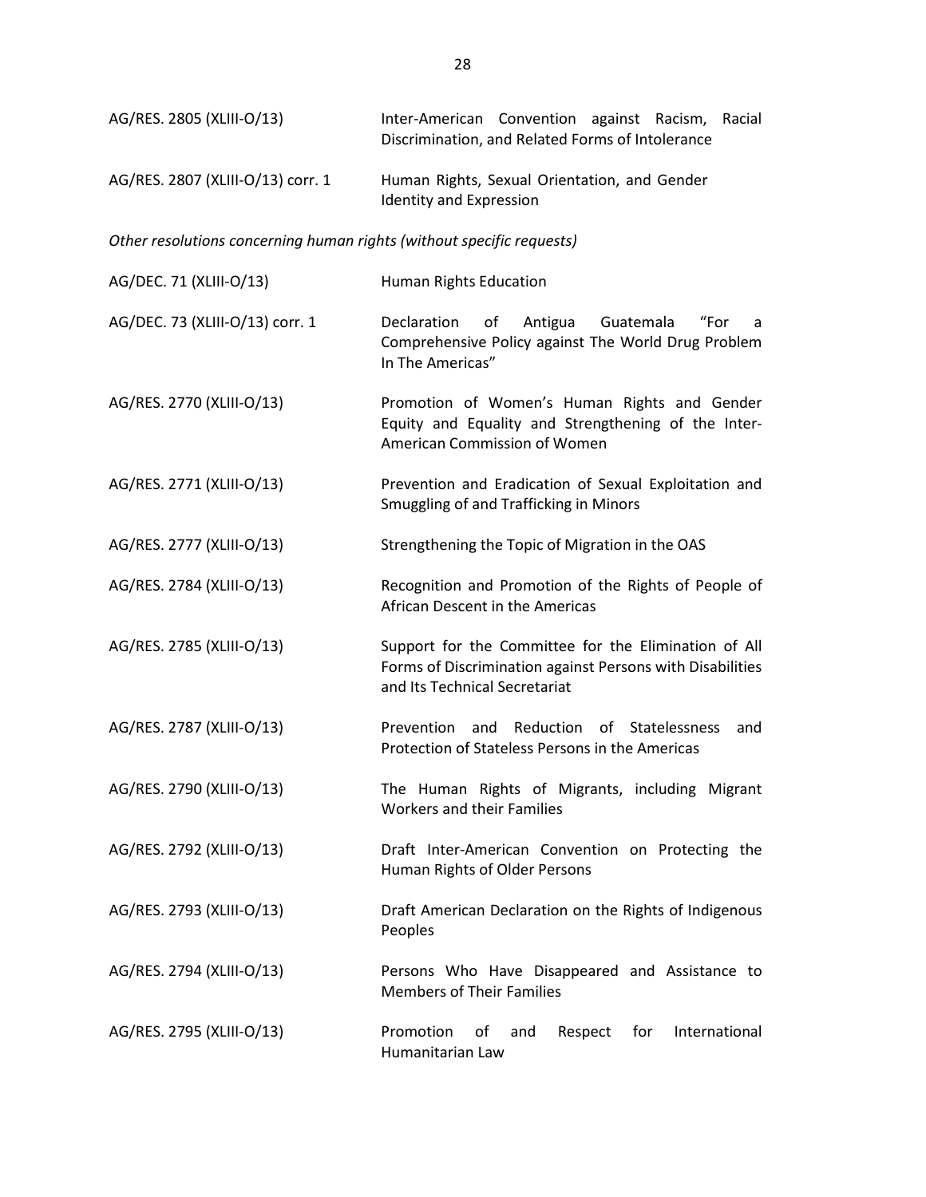| | |
|---|---|
| AG/RES. 2805 (XLIII-O/13) | Inter-American Convention against Racism, Racial Discrimination, and Related Forms of Intolerance |
| AG/RES. 2807 (XLIII-O/13) corr. 1 | Human Rights, Sexual Orientation, and Gender Identity and Expression |

*Other resolutions concerning human rights (without specific requests)*

| | |
|---|---|
| AG/DEC. 71 (XLIII-O/13) | Human Rights Education |
| AG/DEC. 73 (XLIII-O/13) corr. 1 | Declaration of Antigua Guatemala "For a Comprehensive Policy against The World Drug Problem In The Americas" |
| AG/RES. 2770 (XLIII-O/13) | Promotion of Women's Human Rights and Gender Equity and Equality and Strengthening of the Inter-American Commission of Women |
| AG/RES. 2771 (XLIII-O/13) | Prevention and Eradication of Sexual Exploitation and Smuggling of and Trafficking in Minors |
| AG/RES. 2777 (XLIII-O/13) | Strengthening the Topic of Migration in the OAS |
| AG/RES. 2784 (XLIII-O/13) | Recognition and Promotion of the Rights of People of African Descent in the Americas |
| AG/RES. 2785 (XLIII-O/13) | Support for the Committee for the Elimination of All Forms of Discrimination against Persons with Disabilities and Its Technical Secretariat |
| AG/RES. 2787 (XLIII-O/13) | Prevention and Reduction of Statelessness and Protection of Stateless Persons in the Americas |
| AG/RES. 2790 (XLIII-O/13) | The Human Rights of Migrants, including Migrant Workers and their Families |
| AG/RES. 2792 (XLIII-O/13) | Draft Inter-American Convention on Protecting the Human Rights of Older Persons |
| AG/RES. 2793 (XLIII-O/13) | Draft American Declaration on the Rights of Indigenous Peoples |
| AG/RES. 2794 (XLIII-O/13) | Persons Who Have Disappeared and Assistance to Members of Their Families |
| AG/RES. 2795 (XLIII-O/13) | Promotion of and Respect for International Humanitarian Law |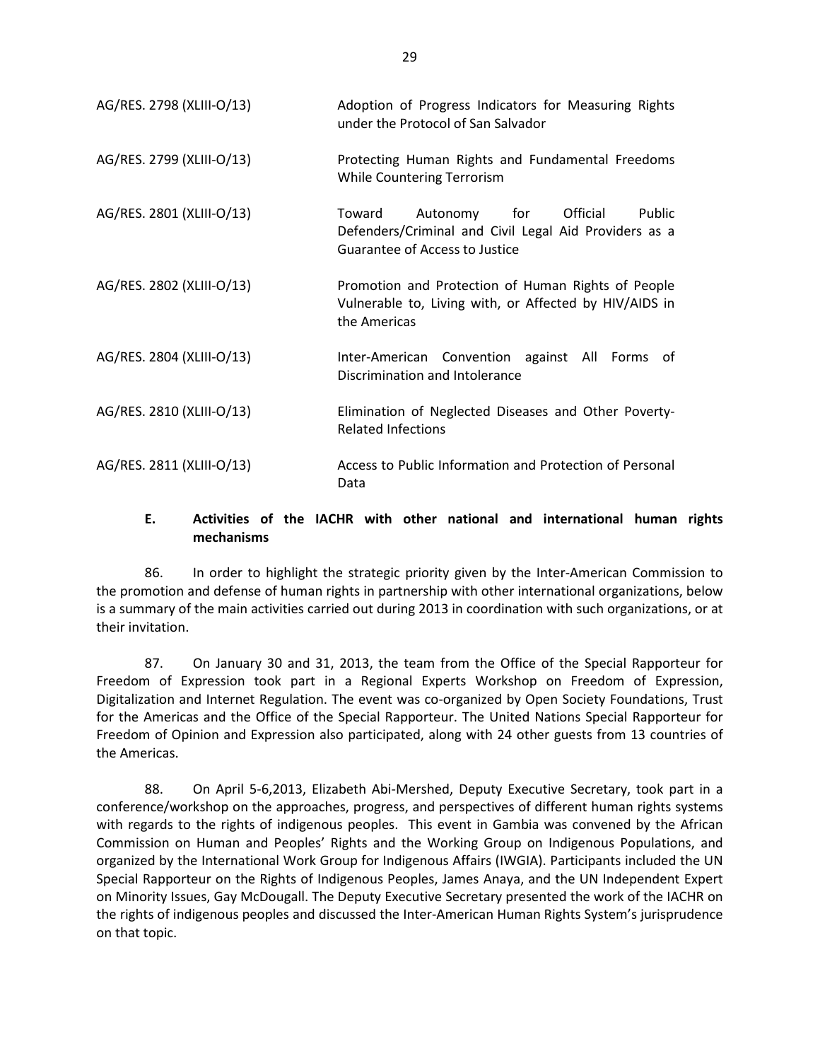| | |
|---|---|
| AG/RES. 2798 (XLIII-O/13) | Adoption of Progress Indicators for Measuring Rights under the Protocol of San Salvador |
| AG/RES. 2799 (XLIII-O/13) | Protecting Human Rights and Fundamental Freedoms While Countering Terrorism |
| AG/RES. 2801 (XLIII-O/13) | Toward Autonomy for Official Public Defenders/Criminal and Civil Legal Aid Providers as a Guarantee of Access to Justice |
| AG/RES. 2802 (XLIII-O/13) | Promotion and Protection of Human Rights of People Vulnerable to, Living with, or Affected by HIV/AIDS in the Americas |
| AG/RES. 2804 (XLIII-O/13) | Inter-American Convention against All Forms of Discrimination and Intolerance |
| AG/RES. 2810 (XLIII-O/13) | Elimination of Neglected Diseases and Other Poverty-Related Infections |
| AG/RES. 2811 (XLIII-O/13) | Access to Public Information and Protection of Personal Data |

### E. Activities of the IACHR with other national and international human rights mechanisms

86. In order to highlight the strategic priority given by the Inter-American Commission to the promotion and defense of human rights in partnership with other international organizations, below is a summary of the main activities carried out during 2013 in coordination with such organizations, or at their invitation.

87. On January 30 and 31, 2013, the team from the Office of the Special Rapporteur for Freedom of Expression took part in a Regional Experts Workshop on Freedom of Expression, Digitalization and Internet Regulation. The event was co-organized by Open Society Foundations, Trust for the Americas and the Office of the Special Rapporteur. The United Nations Special Rapporteur for Freedom of Opinion and Expression also participated, along with 24 other guests from 13 countries of the Americas.

88. On April 5-6,2013, Elizabeth Abi-Mershed, Deputy Executive Secretary, took part in a conference/workshop on the approaches, progress, and perspectives of different human rights systems with regards to the rights of indigenous peoples. This event in Gambia was convened by the African Commission on Human and Peoples' Rights and the Working Group on Indigenous Populations, and organized by the International Work Group for Indigenous Affairs (IWGIA). Participants included the UN Special Rapporteur on the Rights of Indigenous Peoples, James Anaya, and the UN Independent Expert on Minority Issues, Gay McDougall. The Deputy Executive Secretary presented the work of the IACHR on the rights of indigenous peoples and discussed the Inter-American Human Rights System's jurisprudence on that topic.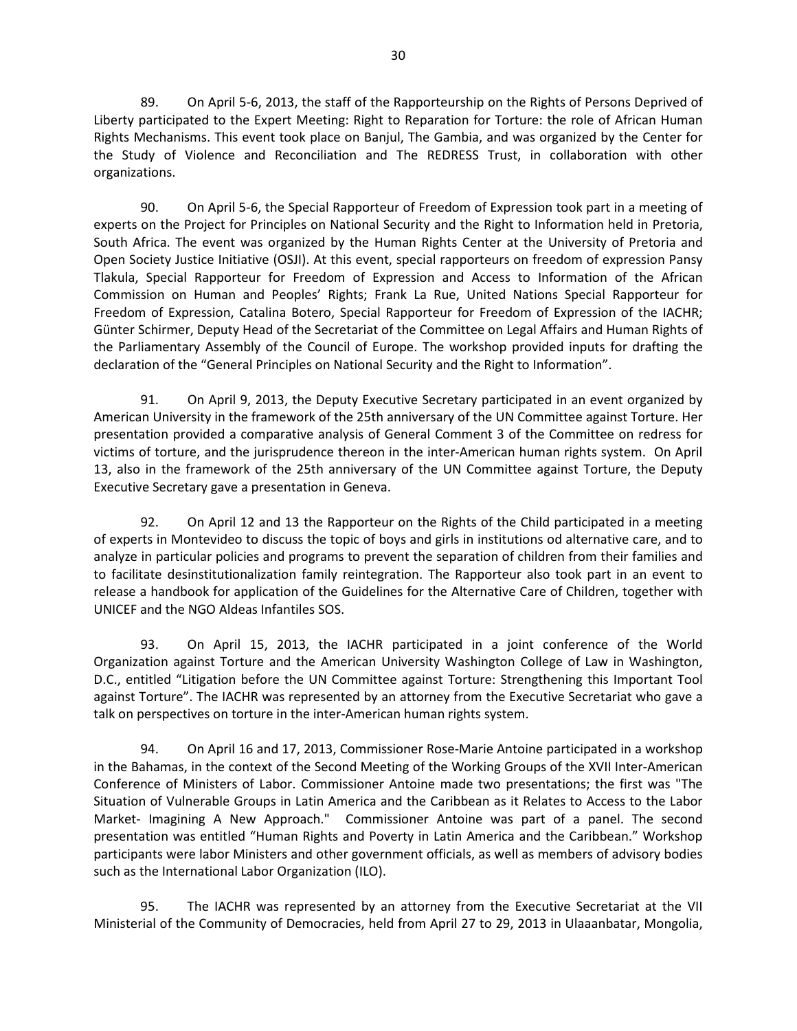89. On April 5-6, 2013, the staff of the Rapporteurship on the Rights of Persons Deprived of Liberty participated to the Expert Meeting: Right to Reparation for Torture: the role of African Human Rights Mechanisms. This event took place on Banjul, The Gambia, and was organized by the Center for the Study of Violence and Reconciliation and The REDRESS Trust, in collaboration with other organizations.

90. On April 5-6, the Special Rapporteur of Freedom of Expression took part in a meeting of experts on the Project for Principles on National Security and the Right to Information held in Pretoria, South Africa. The event was organized by the Human Rights Center at the University of Pretoria and Open Society Justice Initiative (OSJI). At this event, special rapporteurs on freedom of expression Pansy Tlakula, Special Rapporteur for Freedom of Expression and Access to Information of the African Commission on Human and Peoples' Rights; Frank La Rue, United Nations Special Rapporteur for Freedom of Expression, Catalina Botero, Special Rapporteur for Freedom of Expression of the IACHR; Günter Schirmer, Deputy Head of the Secretariat of the Committee on Legal Affairs and Human Rights of the Parliamentary Assembly of the Council of Europe. The workshop provided inputs for drafting the declaration of the "General Principles on National Security and the Right to Information".

91. On April 9, 2013, the Deputy Executive Secretary participated in an event organized by American University in the framework of the 25th anniversary of the UN Committee against Torture. Her presentation provided a comparative analysis of General Comment 3 of the Committee on redress for victims of torture, and the jurisprudence thereon in the inter-American human rights system. On April 13, also in the framework of the 25th anniversary of the UN Committee against Torture, the Deputy Executive Secretary gave a presentation in Geneva.

92. On April 12 and 13 the Rapporteur on the Rights of the Child participated in a meeting of experts in Montevideo to discuss the topic of boys and girls in institutions od alternative care, and to analyze in particular policies and programs to prevent the separation of children from their families and to facilitate desinstitutionalization family reintegration. The Rapporteur also took part in an event to release a handbook for application of the Guidelines for the Alternative Care of Children, together with UNICEF and the NGO Aldeas Infantiles SOS.

93. On April 15, 2013, the IACHR participated in a joint conference of the World Organization against Torture and the American University Washington College of Law in Washington, D.C., entitled "Litigation before the UN Committee against Torture: Strengthening this Important Tool against Torture". The IACHR was represented by an attorney from the Executive Secretariat who gave a talk on perspectives on torture in the inter-American human rights system.

94. On April 16 and 17, 2013, Commissioner Rose-Marie Antoine participated in a workshop in the Bahamas, in the context of the Second Meeting of the Working Groups of the XVII Inter-American Conference of Ministers of Labor. Commissioner Antoine made two presentations; the first was "The Situation of Vulnerable Groups in Latin America and the Caribbean as it Relates to Access to the Labor Market- Imagining A New Approach." Commissioner Antoine was part of a panel. The second presentation was entitled "Human Rights and Poverty in Latin America and the Caribbean." Workshop participants were labor Ministers and other government officials, as well as members of advisory bodies such as the International Labor Organization (ILO).

95. The IACHR was represented by an attorney from the Executive Secretariat at the VII Ministerial of the Community of Democracies, held from April 27 to 29, 2013 in Ulaaanbatar, Mongolia,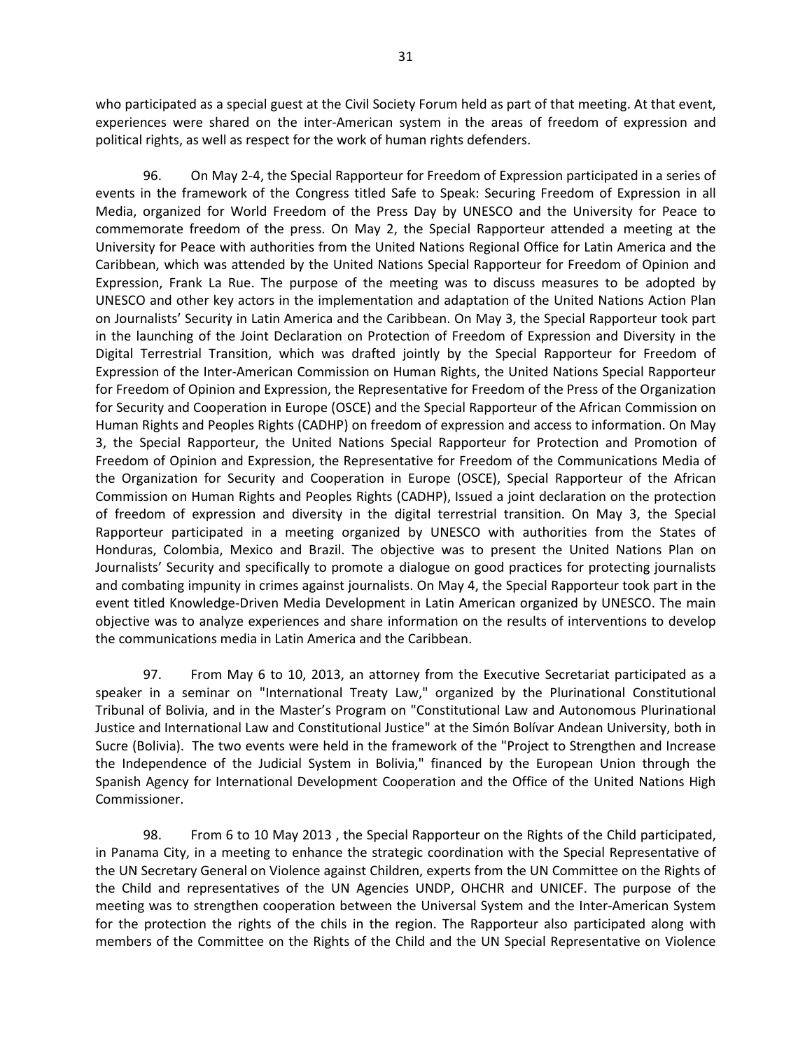who participated as a special guest at the Civil Society Forum held as part of that meeting. At that event, experiences were shared on the inter-American system in the areas of freedom of expression and political rights, as well as respect for the work of human rights defenders.

96. On May 2-4, the Special Rapporteur for Freedom of Expression participated in a series of events in the framework of the Congress titled Safe to Speak: Securing Freedom of Expression in all Media, organized for World Freedom of the Press Day by UNESCO and the University for Peace to commemorate freedom of the press. On May 2, the Special Rapporteur attended a meeting at the University for Peace with authorities from the United Nations Regional Office for Latin America and the Caribbean, which was attended by the United Nations Special Rapporteur for Freedom of Opinion and Expression, Frank La Rue. The purpose of the meeting was to discuss measures to be adopted by UNESCO and other key actors in the implementation and adaptation of the United Nations Action Plan on Journalists' Security in Latin America and the Caribbean. On May 3, the Special Rapporteur took part in the launching of the Joint Declaration on Protection of Freedom of Expression and Diversity in the Digital Terrestrial Transition, which was drafted jointly by the Special Rapporteur for Freedom of Expression of the Inter-American Commission on Human Rights, the United Nations Special Rapporteur for Freedom of Opinion and Expression, the Representative for Freedom of the Press of the Organization for Security and Cooperation in Europe (OSCE) and the Special Rapporteur of the African Commission on Human Rights and Peoples Rights (CADHP) on freedom of expression and access to information. On May 3, the Special Rapporteur, the United Nations Special Rapporteur for Protection and Promotion of Freedom of Opinion and Expression, the Representative for Freedom of the Communications Media of the Organization for Security and Cooperation in Europe (OSCE), Special Rapporteur of the African Commission on Human Rights and Peoples Rights (CADHP), Issued a joint declaration on the protection of freedom of expression and diversity in the digital terrestrial transition. On May 3, the Special Rapporteur participated in a meeting organized by UNESCO with authorities from the States of Honduras, Colombia, Mexico and Brazil. The objective was to present the United Nations Plan on Journalists' Security and specifically to promote a dialogue on good practices for protecting journalists and combating impunity in crimes against journalists. On May 4, the Special Rapporteur took part in the event titled Knowledge-Driven Media Development in Latin American organized by UNESCO. The main objective was to analyze experiences and share information on the results of interventions to develop the communications media in Latin America and the Caribbean.

97. From May 6 to 10, 2013, an attorney from the Executive Secretariat participated as a speaker in a seminar on "International Treaty Law," organized by the Plurinational Constitutional Tribunal of Bolivia, and in the Master's Program on "Constitutional Law and Autonomous Plurinational Justice and International Law and Constitutional Justice" at the Simón Bolívar Andean University, both in Sucre (Bolivia). The two events were held in the framework of the "Project to Strengthen and Increase the Independence of the Judicial System in Bolivia," financed by the European Union through the Spanish Agency for International Development Cooperation and the Office of the United Nations High Commissioner.

98. From 6 to 10 May 2013 , the Special Rapporteur on the Rights of the Child participated, in Panama City, in a meeting to enhance the strategic coordination with the Special Representative of the UN Secretary General on Violence against Children, experts from the UN Committee on the Rights of the Child and representatives of the UN Agencies UNDP, OHCHR and UNICEF. The purpose of the meeting was to strengthen cooperation between the Universal System and the Inter-American System for the protection the rights of the chils in the region. The Rapporteur also participated along with members of the Committee on the Rights of the Child and the UN Special Representative on Violence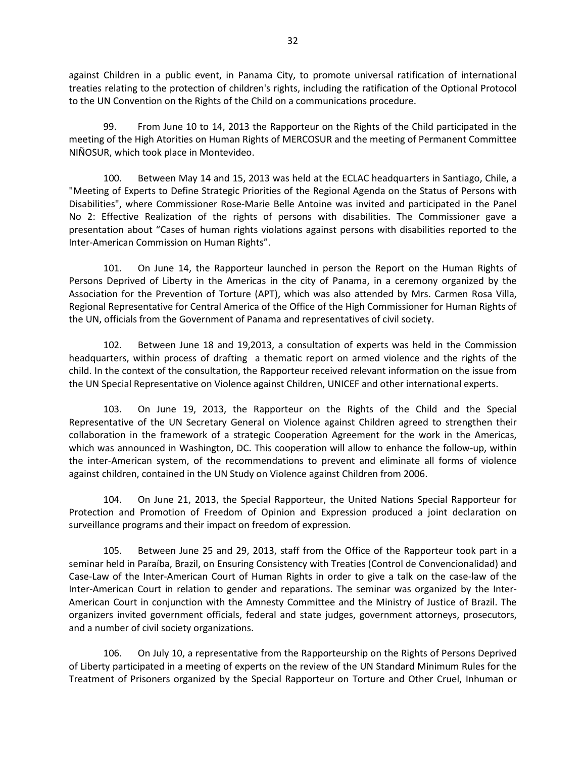against Children in a public event, in Panama City, to promote universal ratification of international treaties relating to the protection of children's rights, including the ratification of the Optional Protocol to the UN Convention on the Rights of the Child on a communications procedure.

99. From June 10 to 14, 2013 the Rapporteur on the Rights of the Child participated in the meeting of the High Atorities on Human Rights of MERCOSUR and the meeting of Permanent Committee NIÑOSUR, which took place in Montevideo.

100. Between May 14 and 15, 2013 was held at the ECLAC headquarters in Santiago, Chile, a "Meeting of Experts to Define Strategic Priorities of the Regional Agenda on the Status of Persons with Disabilities", where Commissioner Rose-Marie Belle Antoine was invited and participated in the Panel No 2: Effective Realization of the rights of persons with disabilities. The Commissioner gave a presentation about "Cases of human rights violations against persons with disabilities reported to the Inter-American Commission on Human Rights".

101. On June 14, the Rapporteur launched in person the Report on the Human Rights of Persons Deprived of Liberty in the Americas in the city of Panama, in a ceremony organized by the Association for the Prevention of Torture (APT), which was also attended by Mrs. Carmen Rosa Villa, Regional Representative for Central America of the Office of the High Commissioner for Human Rights of the UN, officials from the Government of Panama and representatives of civil society.

102. Between June 18 and 19,2013, a consultation of experts was held in the Commission headquarters, within process of drafting a thematic report on armed violence and the rights of the child. In the context of the consultation, the Rapporteur received relevant information on the issue from the UN Special Representative on Violence against Children, UNICEF and other international experts.

103. On June 19, 2013, the Rapporteur on the Rights of the Child and the Special Representative of the UN Secretary General on Violence against Children agreed to strengthen their collaboration in the framework of a strategic Cooperation Agreement for the work in the Americas, which was announced in Washington, DC. This cooperation will allow to enhance the follow-up, within the inter-American system, of the recommendations to prevent and eliminate all forms of violence against children, contained in the UN Study on Violence against Children from 2006.

104. On June 21, 2013, the Special Rapporteur, the United Nations Special Rapporteur for Protection and Promotion of Freedom of Opinion and Expression produced a joint declaration on surveillance programs and their impact on freedom of expression.

105. Between June 25 and 29, 2013, staff from the Office of the Rapporteur took part in a seminar held in Paraíba, Brazil, on Ensuring Consistency with Treaties (Control de Convencionalidad) and Case-Law of the Inter-American Court of Human Rights in order to give a talk on the case-law of the Inter-American Court in relation to gender and reparations. The seminar was organized by the Inter-American Court in conjunction with the Amnesty Committee and the Ministry of Justice of Brazil. The organizers invited government officials, federal and state judges, government attorneys, prosecutors, and a number of civil society organizations.

106. On July 10, a representative from the Rapporteurship on the Rights of Persons Deprived of Liberty participated in a meeting of experts on the review of the UN Standard Minimum Rules for the Treatment of Prisoners organized by the Special Rapporteur on Torture and Other Cruel, Inhuman or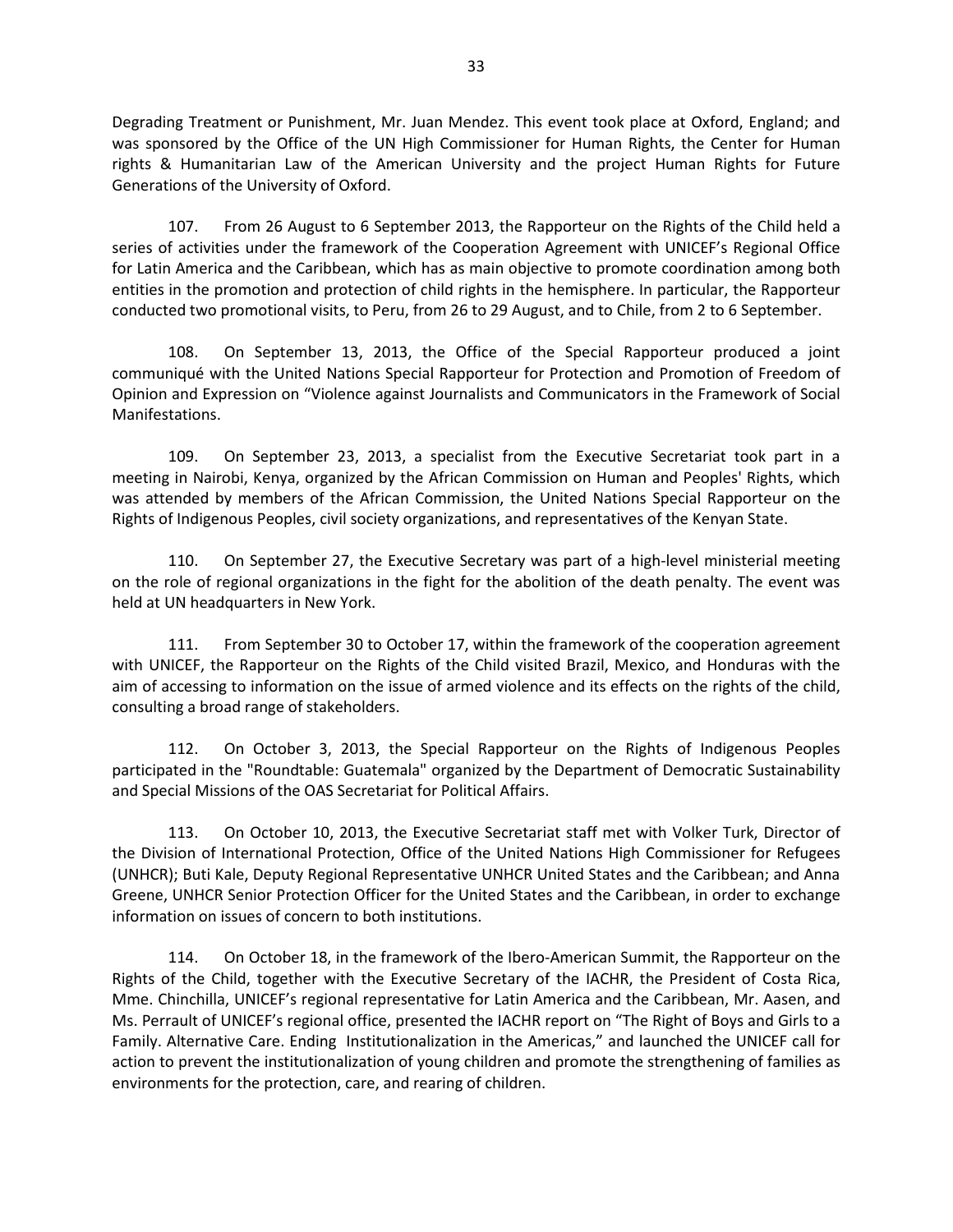Degrading Treatment or Punishment, Mr. Juan Mendez. This event took place at Oxford, England; and was sponsored by the Office of the UN High Commissioner for Human Rights, the Center for Human rights & Humanitarian Law of the American University and the project Human Rights for Future Generations of the University of Oxford.

107. From 26 August to 6 September 2013, the Rapporteur on the Rights of the Child held a series of activities under the framework of the Cooperation Agreement with UNICEF's Regional Office for Latin America and the Caribbean, which has as main objective to promote coordination among both entities in the promotion and protection of child rights in the hemisphere. In particular, the Rapporteur conducted two promotional visits, to Peru, from 26 to 29 August, and to Chile, from 2 to 6 September.

108. On September 13, 2013, the Office of the Special Rapporteur produced a joint communiqué with the United Nations Special Rapporteur for Protection and Promotion of Freedom of Opinion and Expression on "Violence against Journalists and Communicators in the Framework of Social Manifestations.

109. On September 23, 2013, a specialist from the Executive Secretariat took part in a meeting in Nairobi, Kenya, organized by the African Commission on Human and Peoples' Rights, which was attended by members of the African Commission, the United Nations Special Rapporteur on the Rights of Indigenous Peoples, civil society organizations, and representatives of the Kenyan State.

110. On September 27, the Executive Secretary was part of a high-level ministerial meeting on the role of regional organizations in the fight for the abolition of the death penalty. The event was held at UN headquarters in New York.

111. From September 30 to October 17, within the framework of the cooperation agreement with UNICEF, the Rapporteur on the Rights of the Child visited Brazil, Mexico, and Honduras with the aim of accessing to information on the issue of armed violence and its effects on the rights of the child, consulting a broad range of stakeholders.

112. On October 3, 2013, the Special Rapporteur on the Rights of Indigenous Peoples participated in the "Roundtable: Guatemala" organized by the Department of Democratic Sustainability and Special Missions of the OAS Secretariat for Political Affairs.

113. On October 10, 2013, the Executive Secretariat staff met with Volker Turk, Director of the Division of International Protection, Office of the United Nations High Commissioner for Refugees (UNHCR); Buti Kale, Deputy Regional Representative UNHCR United States and the Caribbean; and Anna Greene, UNHCR Senior Protection Officer for the United States and the Caribbean, in order to exchange information on issues of concern to both institutions.

114. On October 18, in the framework of the Ibero-American Summit, the Rapporteur on the Rights of the Child, together with the Executive Secretary of the IACHR, the President of Costa Rica, Mme. Chinchilla, UNICEF's regional representative for Latin America and the Caribbean, Mr. Aasen, and Ms. Perrault of UNICEF's regional office, presented the IACHR report on "The Right of Boys and Girls to a Family. Alternative Care. Ending Institutionalization in the Americas," and launched the UNICEF call for action to prevent the institutionalization of young children and promote the strengthening of families as environments for the protection, care, and rearing of children.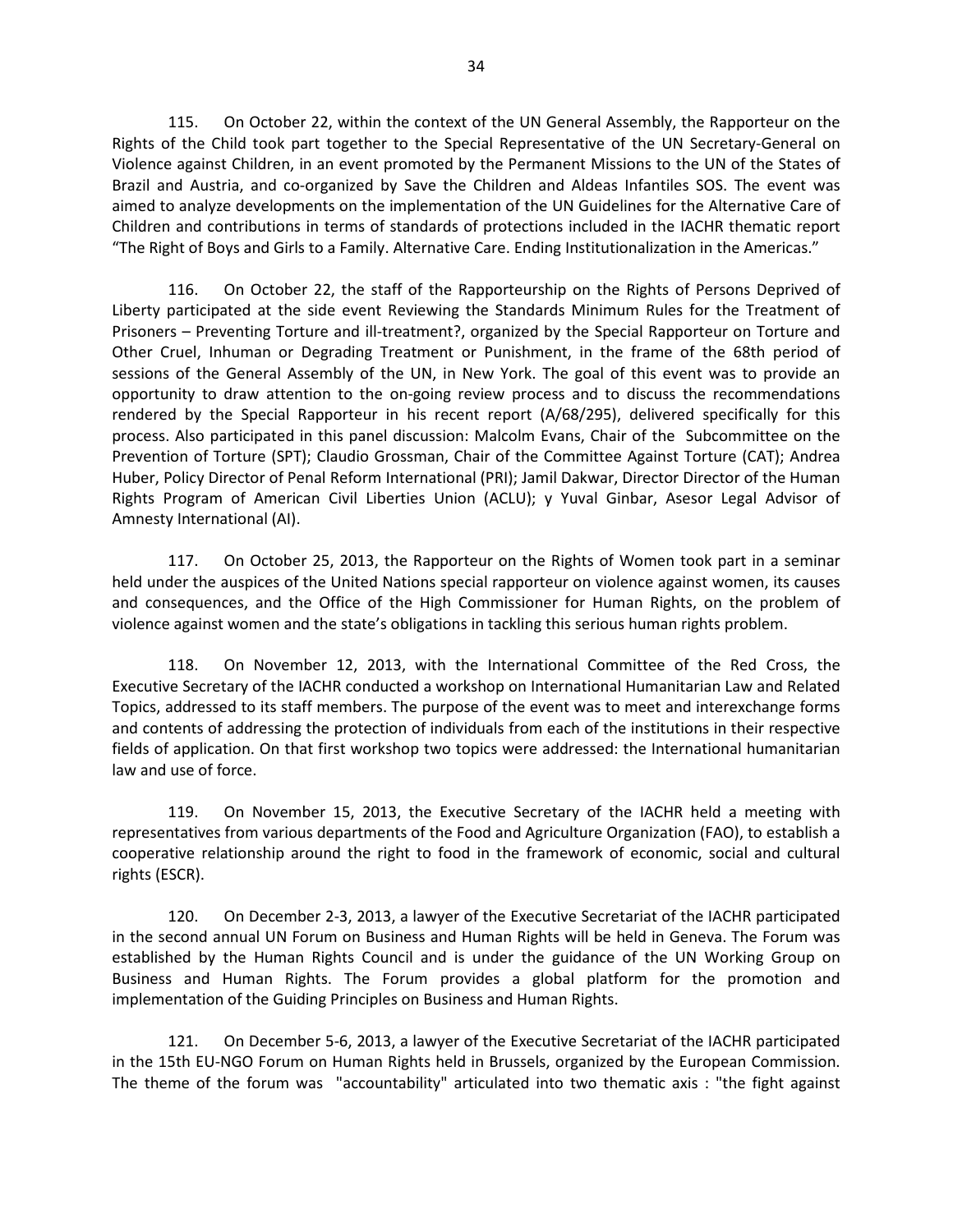115. On October 22, within the context of the UN General Assembly, the Rapporteur on the Rights of the Child took part together to the Special Representative of the UN Secretary-General on Violence against Children, in an event promoted by the Permanent Missions to the UN of the States of Brazil and Austria, and co-organized by Save the Children and Aldeas Infantiles SOS. The event was aimed to analyze developments on the implementation of the UN Guidelines for the Alternative Care of Children and contributions in terms of standards of protections included in the IACHR thematic report "The Right of Boys and Girls to a Family. Alternative Care. Ending Institutionalization in the Americas."

116. On October 22, the staff of the Rapporteurship on the Rights of Persons Deprived of Liberty participated at the side event Reviewing the Standards Minimum Rules for the Treatment of Prisoners – Preventing Torture and ill-treatment?, organized by the Special Rapporteur on Torture and Other Cruel, Inhuman or Degrading Treatment or Punishment, in the frame of the 68th period of sessions of the General Assembly of the UN, in New York. The goal of this event was to provide an opportunity to draw attention to the on-going review process and to discuss the recommendations rendered by the Special Rapporteur in his recent report (A/68/295), delivered specifically for this process. Also participated in this panel discussion: Malcolm Evans, Chair of the Subcommittee on the Prevention of Torture (SPT); Claudio Grossman, Chair of the Committee Against Torture (CAT); Andrea Huber, Policy Director of Penal Reform International (PRI); Jamil Dakwar, Director Director of the Human Rights Program of American Civil Liberties Union (ACLU); y Yuval Ginbar, Asesor Legal Advisor of Amnesty International (AI).

117. On October 25, 2013, the Rapporteur on the Rights of Women took part in a seminar held under the auspices of the United Nations special rapporteur on violence against women, its causes and consequences, and the Office of the High Commissioner for Human Rights, on the problem of violence against women and the state's obligations in tackling this serious human rights problem.

118. On November 12, 2013, with the International Committee of the Red Cross, the Executive Secretary of the IACHR conducted a workshop on International Humanitarian Law and Related Topics, addressed to its staff members. The purpose of the event was to meet and interexchange forms and contents of addressing the protection of individuals from each of the institutions in their respective fields of application. On that first workshop two topics were addressed: the International humanitarian law and use of force.

119. On November 15, 2013, the Executive Secretary of the IACHR held a meeting with representatives from various departments of the Food and Agriculture Organization (FAO), to establish a cooperative relationship around the right to food in the framework of economic, social and cultural rights (ESCR).

120. On December 2-3, 2013, a lawyer of the Executive Secretariat of the IACHR participated in the second annual UN Forum on Business and Human Rights will be held in Geneva. The Forum was established by the Human Rights Council and is under the guidance of the UN Working Group on Business and Human Rights. The Forum provides a global platform for the promotion and implementation of the Guiding Principles on Business and Human Rights.

121. On December 5-6, 2013, a lawyer of the Executive Secretariat of the IACHR participated in the 15th EU-NGO Forum on Human Rights held in Brussels, organized by the European Commission. The theme of the forum was "accountability" articulated into two thematic axis : "the fight against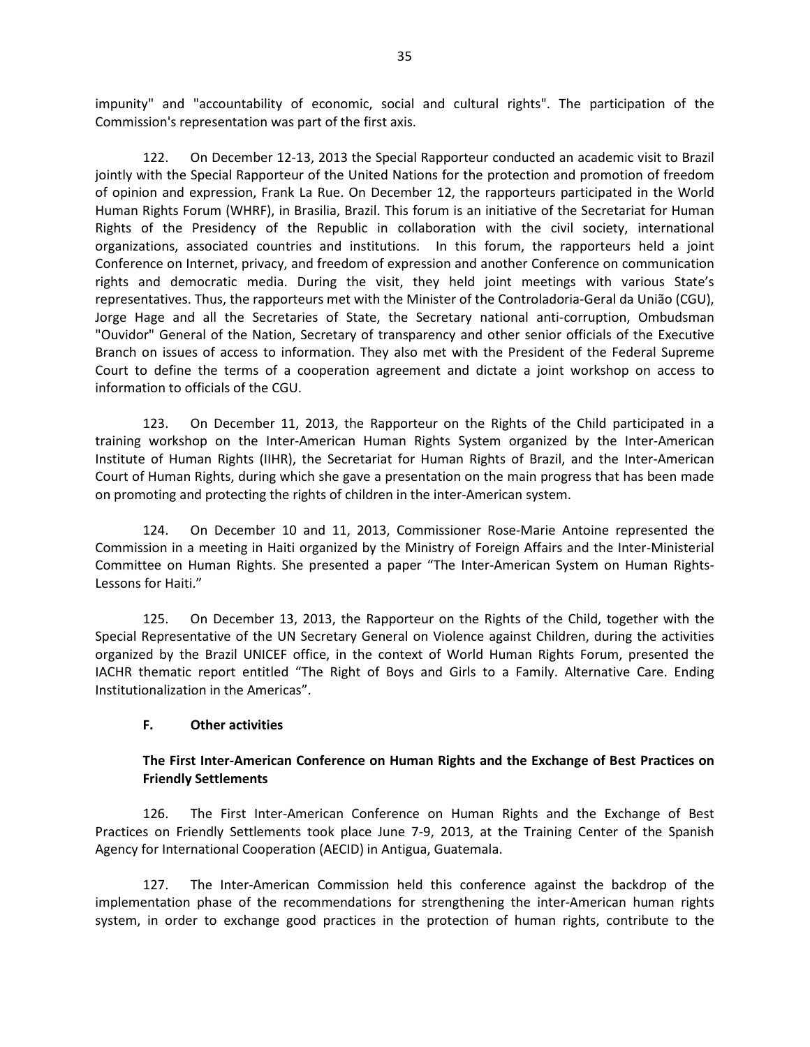impunity" and "accountability of economic, social and cultural rights". The participation of the Commission's representation was part of the first axis.

122. On December 12-13, 2013 the Special Rapporteur conducted an academic visit to Brazil jointly with the Special Rapporteur of the United Nations for the protection and promotion of freedom of opinion and expression, Frank La Rue. On December 12, the rapporteurs participated in the World Human Rights Forum (WHRF), in Brasilia, Brazil. This forum is an initiative of the Secretariat for Human Rights of the Presidency of the Republic in collaboration with the civil society, international organizations, associated countries and institutions. In this forum, the rapporteurs held a joint Conference on Internet, privacy, and freedom of expression and another Conference on communication rights and democratic media. During the visit, they held joint meetings with various State's representatives. Thus, the rapporteurs met with the Minister of the Controladoria-Geral da União (CGU), Jorge Hage and all the Secretaries of State, the Secretary national anti-corruption, Ombudsman "Ouvidor" General of the Nation, Secretary of transparency and other senior officials of the Executive Branch on issues of access to information. They also met with the President of the Federal Supreme Court to define the terms of a cooperation agreement and dictate a joint workshop on access to information to officials of the CGU.

123. On December 11, 2013, the Rapporteur on the Rights of the Child participated in a training workshop on the Inter-American Human Rights System organized by the Inter-American Institute of Human Rights (IIHR), the Secretariat for Human Rights of Brazil, and the Inter-American Court of Human Rights, during which she gave a presentation on the main progress that has been made on promoting and protecting the rights of children in the inter-American system.

124. On December 10 and 11, 2013, Commissioner Rose-Marie Antoine represented the Commission in a meeting in Haiti organized by the Ministry of Foreign Affairs and the Inter-Ministerial Committee on Human Rights. She presented a paper "The Inter-American System on Human Rights-Lessons for Haiti."

125. On December 13, 2013, the Rapporteur on the Rights of the Child, together with the Special Representative of the UN Secretary General on Violence against Children, during the activities organized by the Brazil UNICEF office, in the context of World Human Rights Forum, presented the IACHR thematic report entitled "The Right of Boys and Girls to a Family. Alternative Care. Ending Institutionalization in the Americas".

## F. Other activities

### The First Inter-American Conference on Human Rights and the Exchange of Best Practices on Friendly Settlements

126. The First Inter-American Conference on Human Rights and the Exchange of Best Practices on Friendly Settlements took place June 7-9, 2013, at the Training Center of the Spanish Agency for International Cooperation (AECID) in Antigua, Guatemala.

127. The Inter-American Commission held this conference against the backdrop of the implementation phase of the recommendations for strengthening the inter-American human rights system, in order to exchange good practices in the protection of human rights, contribute to the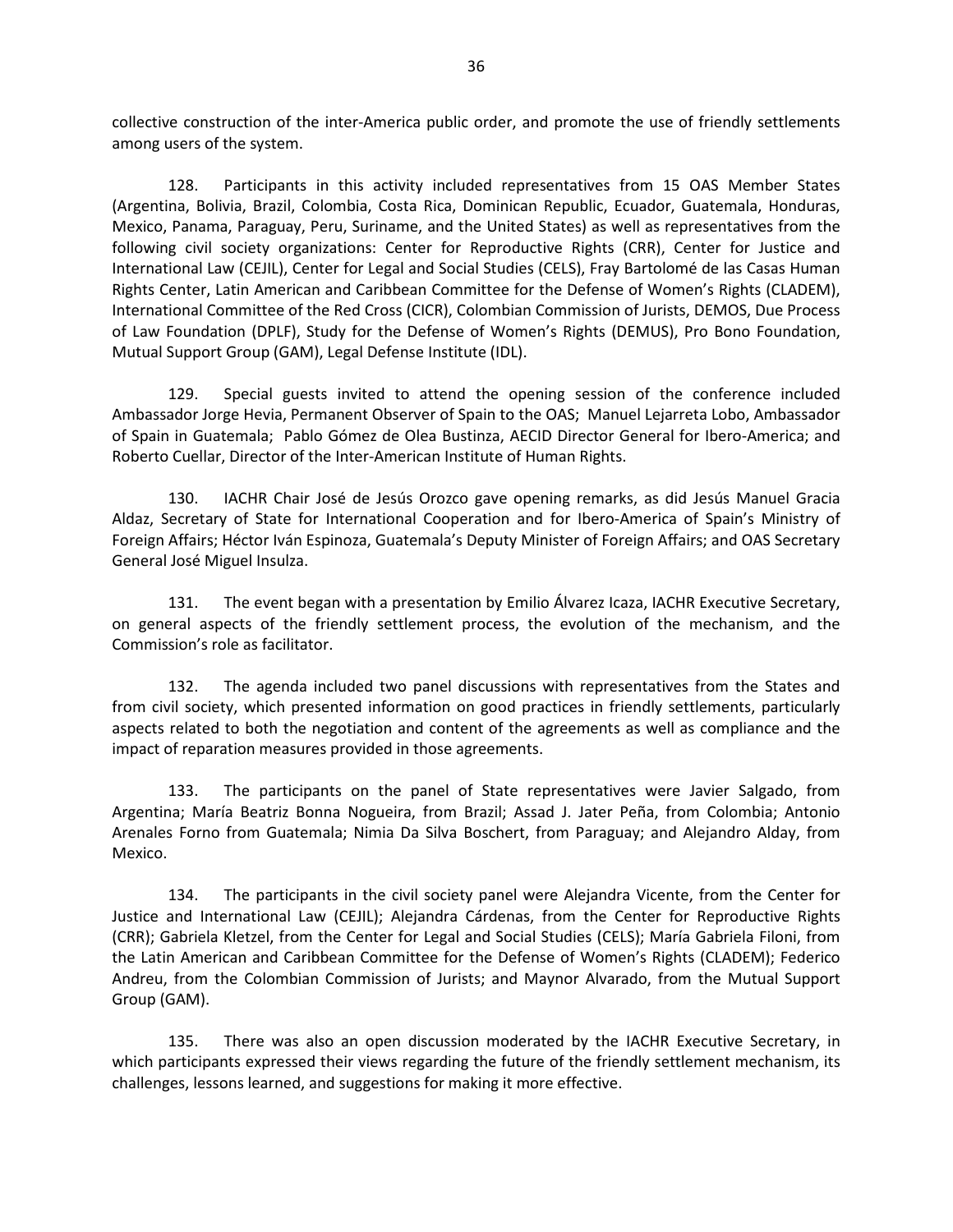collective construction of the inter-America public order, and promote the use of friendly settlements among users of the system.

128. Participants in this activity included representatives from 15 OAS Member States (Argentina, Bolivia, Brazil, Colombia, Costa Rica, Dominican Republic, Ecuador, Guatemala, Honduras, Mexico, Panama, Paraguay, Peru, Suriname, and the United States) as well as representatives from the following civil society organizations: Center for Reproductive Rights (CRR), Center for Justice and International Law (CEJIL), Center for Legal and Social Studies (CELS), Fray Bartolomé de las Casas Human Rights Center, Latin American and Caribbean Committee for the Defense of Women's Rights (CLADEM), International Committee of the Red Cross (CICR), Colombian Commission of Jurists, DEMOS, Due Process of Law Foundation (DPLF), Study for the Defense of Women's Rights (DEMUS), Pro Bono Foundation, Mutual Support Group (GAM), Legal Defense Institute (IDL).

129. Special guests invited to attend the opening session of the conference included Ambassador Jorge Hevia, Permanent Observer of Spain to the OAS; Manuel Lejarreta Lobo, Ambassador of Spain in Guatemala; Pablo Gómez de Olea Bustinza, AECID Director General for Ibero-America; and Roberto Cuellar, Director of the Inter-American Institute of Human Rights.

130. IACHR Chair José de Jesús Orozco gave opening remarks, as did Jesús Manuel Gracia Aldaz, Secretary of State for International Cooperation and for Ibero-America of Spain's Ministry of Foreign Affairs; Héctor Iván Espinoza, Guatemala's Deputy Minister of Foreign Affairs; and OAS Secretary General José Miguel Insulza.

131. The event began with a presentation by Emilio Álvarez Icaza, IACHR Executive Secretary, on general aspects of the friendly settlement process, the evolution of the mechanism, and the Commission's role as facilitator.

132. The agenda included two panel discussions with representatives from the States and from civil society, which presented information on good practices in friendly settlements, particularly aspects related to both the negotiation and content of the agreements as well as compliance and the impact of reparation measures provided in those agreements.

133. The participants on the panel of State representatives were Javier Salgado, from Argentina; María Beatriz Bonna Nogueira, from Brazil; Assad J. Jater Peña, from Colombia; Antonio Arenales Forno from Guatemala; Nimia Da Silva Boschert, from Paraguay; and Alejandro Alday, from Mexico.

134. The participants in the civil society panel were Alejandra Vicente, from the Center for Justice and International Law (CEJIL); Alejandra Cárdenas, from the Center for Reproductive Rights (CRR); Gabriela Kletzel, from the Center for Legal and Social Studies (CELS); María Gabriela Filoni, from the Latin American and Caribbean Committee for the Defense of Women's Rights (CLADEM); Federico Andreu, from the Colombian Commission of Jurists; and Maynor Alvarado, from the Mutual Support Group (GAM).

135. There was also an open discussion moderated by the IACHR Executive Secretary, in which participants expressed their views regarding the future of the friendly settlement mechanism, its challenges, lessons learned, and suggestions for making it more effective.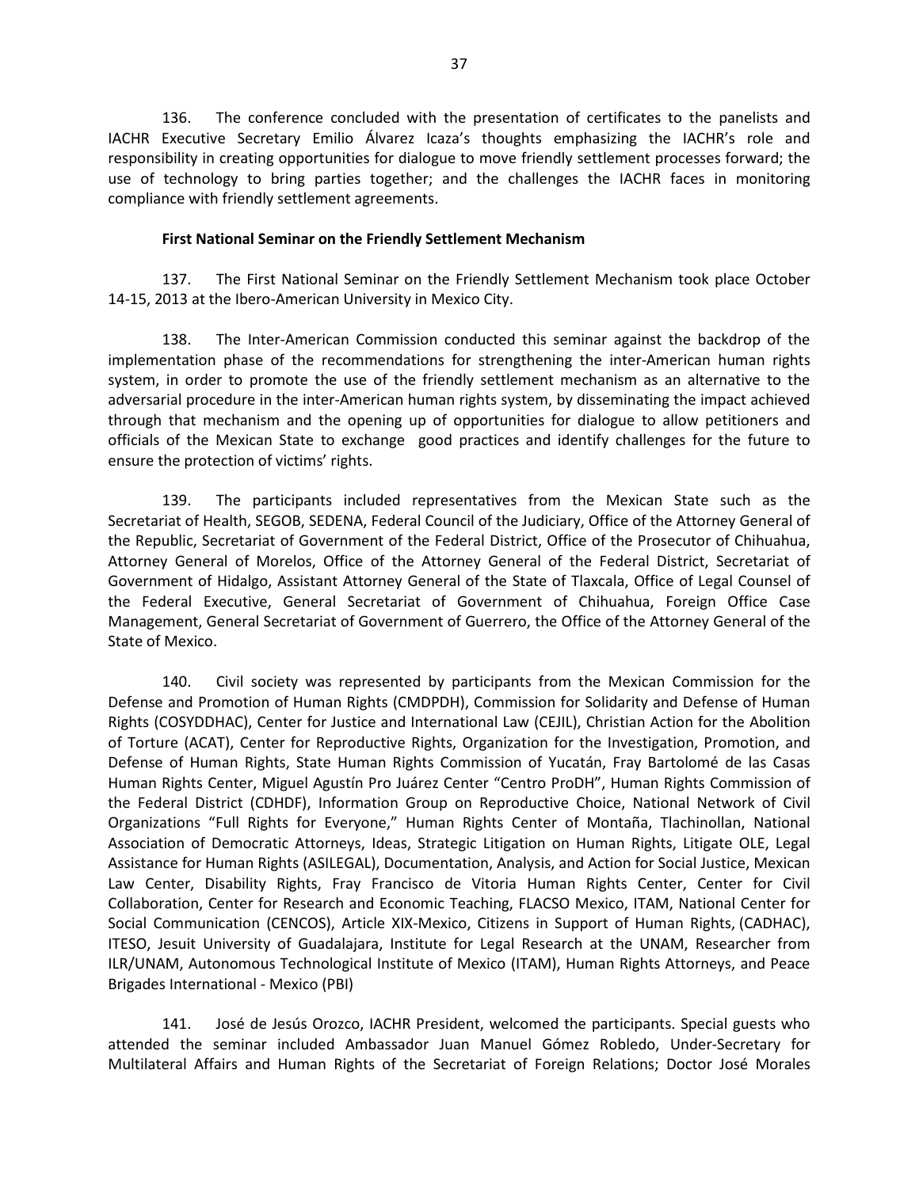136. The conference concluded with the presentation of certificates to the panelists and IACHR Executive Secretary Emilio Álvarez Icaza's thoughts emphasizing the IACHR's role and responsibility in creating opportunities for dialogue to move friendly settlement processes forward; the use of technology to bring parties together; and the challenges the IACHR faces in monitoring compliance with friendly settlement agreements.

**First National Seminar on the Friendly Settlement Mechanism**

137. The First National Seminar on the Friendly Settlement Mechanism took place October 14-15, 2013 at the Ibero-American University in Mexico City.

138. The Inter-American Commission conducted this seminar against the backdrop of the implementation phase of the recommendations for strengthening the inter-American human rights system, in order to promote the use of the friendly settlement mechanism as an alternative to the adversarial procedure in the inter-American human rights system, by disseminating the impact achieved through that mechanism and the opening up of opportunities for dialogue to allow petitioners and officials of the Mexican State to exchange good practices and identify challenges for the future to ensure the protection of victims' rights.

139. The participants included representatives from the Mexican State such as the Secretariat of Health, SEGOB, SEDENA, Federal Council of the Judiciary, Office of the Attorney General of the Republic, Secretariat of Government of the Federal District, Office of the Prosecutor of Chihuahua, Attorney General of Morelos, Office of the Attorney General of the Federal District, Secretariat of Government of Hidalgo, Assistant Attorney General of the State of Tlaxcala, Office of Legal Counsel of the Federal Executive, General Secretariat of Government of Chihuahua, Foreign Office Case Management, General Secretariat of Government of Guerrero, the Office of the Attorney General of the State of Mexico.

140. Civil society was represented by participants from the Mexican Commission for the Defense and Promotion of Human Rights (CMDPDH), Commission for Solidarity and Defense of Human Rights (COSYDDHAC), Center for Justice and International Law (CEJIL), Christian Action for the Abolition of Torture (ACAT), Center for Reproductive Rights, Organization for the Investigation, Promotion, and Defense of Human Rights, State Human Rights Commission of Yucatán, Fray Bartolomé de las Casas Human Rights Center, Miguel Agustín Pro Juárez Center "Centro ProDH", Human Rights Commission of the Federal District (CDHDF), Information Group on Reproductive Choice, National Network of Civil Organizations "Full Rights for Everyone," Human Rights Center of Montaña, Tlachinollan, National Association of Democratic Attorneys, Ideas, Strategic Litigation on Human Rights, Litigate OLE, Legal Assistance for Human Rights (ASILEGAL), Documentation, Analysis, and Action for Social Justice, Mexican Law Center, Disability Rights, Fray Francisco de Vitoria Human Rights Center, Center for Civil Collaboration, Center for Research and Economic Teaching, FLACSO Mexico, ITAM, National Center for Social Communication (CENCOS), Article XIX-Mexico, Citizens in Support of Human Rights, (CADHAC), ITESO, Jesuit University of Guadalajara, Institute for Legal Research at the UNAM, Researcher from ILR/UNAM, Autonomous Technological Institute of Mexico (ITAM), Human Rights Attorneys, and Peace Brigades International - Mexico (PBI)

141. José de Jesús Orozco, IACHR President, welcomed the participants. Special guests who attended the seminar included Ambassador Juan Manuel Gómez Robledo, Under-Secretary for Multilateral Affairs and Human Rights of the Secretariat of Foreign Relations; Doctor José Morales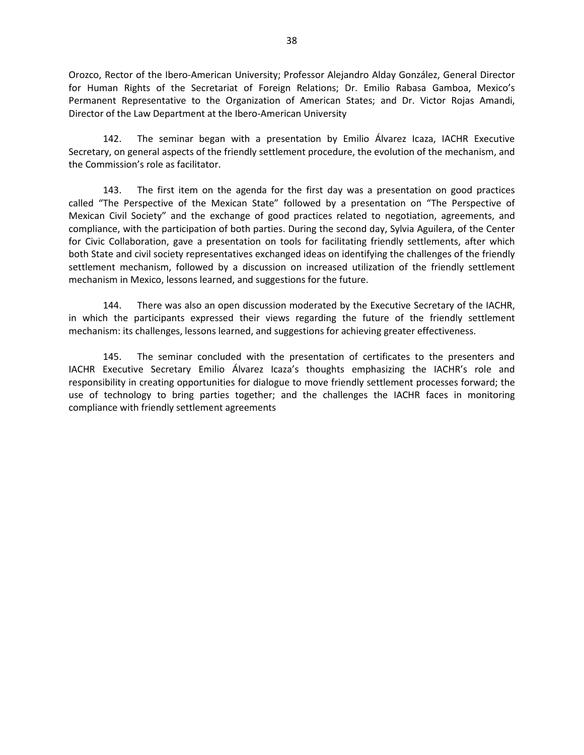Orozco, Rector of the Ibero-American University; Professor Alejandro Alday González, General Director for Human Rights of the Secretariat of Foreign Relations; Dr. Emilio Rabasa Gamboa, Mexico's Permanent Representative to the Organization of American States; and Dr. Victor Rojas Amandi, Director of the Law Department at the Ibero-American University

142. The seminar began with a presentation by Emilio Álvarez Icaza, IACHR Executive Secretary, on general aspects of the friendly settlement procedure, the evolution of the mechanism, and the Commission's role as facilitator.

143. The first item on the agenda for the first day was a presentation on good practices called "The Perspective of the Mexican State" followed by a presentation on "The Perspective of Mexican Civil Society" and the exchange of good practices related to negotiation, agreements, and compliance, with the participation of both parties. During the second day, Sylvia Aguilera, of the Center for Civic Collaboration, gave a presentation on tools for facilitating friendly settlements, after which both State and civil society representatives exchanged ideas on identifying the challenges of the friendly settlement mechanism, followed by a discussion on increased utilization of the friendly settlement mechanism in Mexico, lessons learned, and suggestions for the future.

144. There was also an open discussion moderated by the Executive Secretary of the IACHR, in which the participants expressed their views regarding the future of the friendly settlement mechanism: its challenges, lessons learned, and suggestions for achieving greater effectiveness.

145. The seminar concluded with the presentation of certificates to the presenters and IACHR Executive Secretary Emilio Álvarez Icaza's thoughts emphasizing the IACHR's role and responsibility in creating opportunities for dialogue to move friendly settlement processes forward; the use of technology to bring parties together; and the challenges the IACHR faces in monitoring compliance with friendly settlement agreements